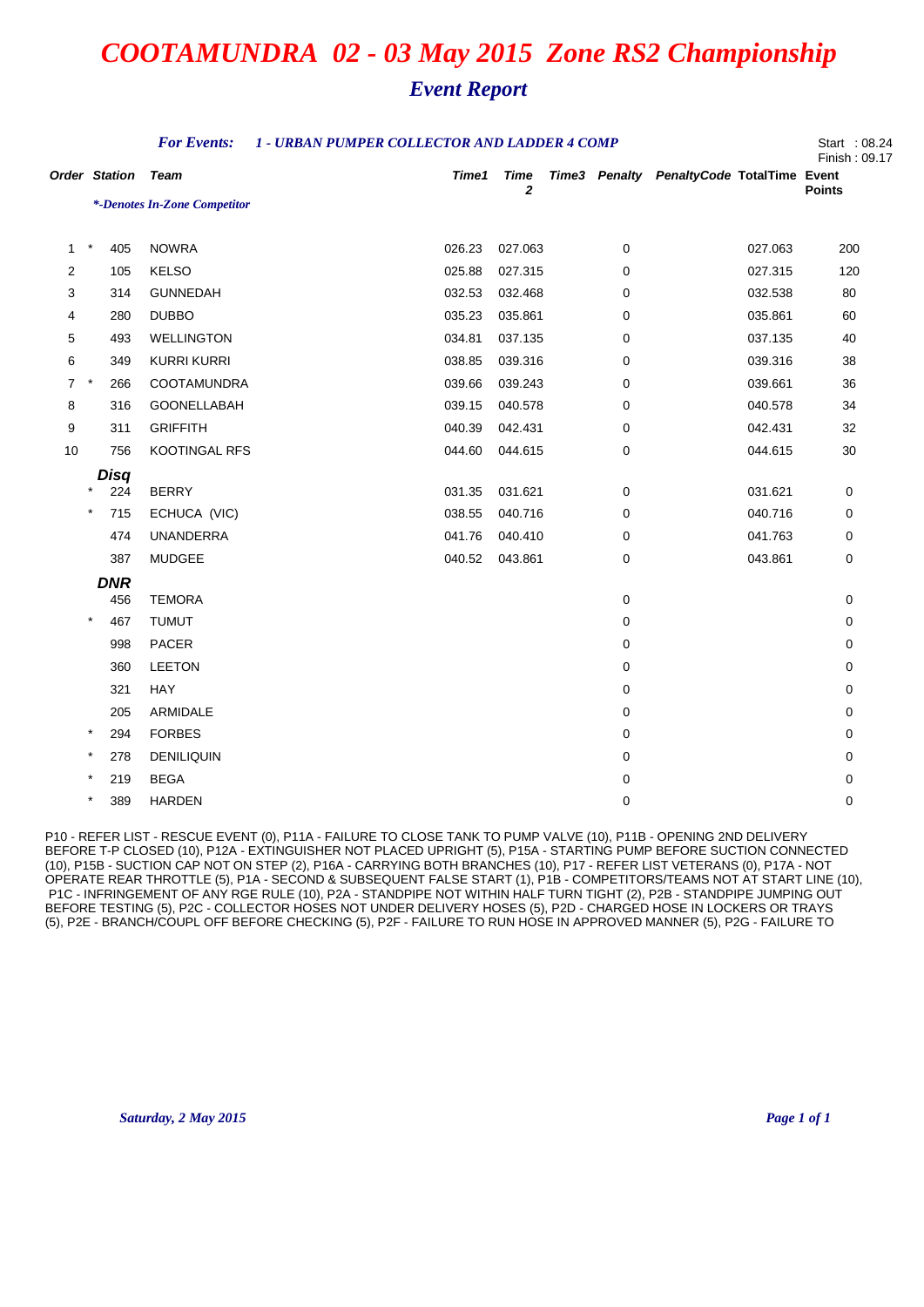# COOTAMUNDRA 02 - 03 May 2015 Zone RS2 Championship

## Event Report

***For Events:*** ***1 - URBAN PUMPER COLLECTOR AND LADDER 4 COMP***

Start : 08.24
Finish : 09.17

*\*-Denotes In-Zone Competitor*

| Order | | Station | Team | Time1 | Time 2 | Time3 | Penalty | PenaltyCode | TotalTime | Event Points |
|---|---|---|---|---|---|---|---|---|---|---|
| 1 | * | 405 | NOWRA | 026.23 | 027.063 | | 0 | | 027.063 | 200 |
| 2 | | 105 | KELSO | 025.88 | 027.315 | | 0 | | 027.315 | 120 |
| 3 | | 314 | GUNNEDAH | 032.53 | 032.468 | | 0 | | 032.538 | 80 |
| 4 | | 280 | DUBBO | 035.23 | 035.861 | | 0 | | 035.861 | 60 |
| 5 | | 493 | WELLINGTON | 034.81 | 037.135 | | 0 | | 037.135 | 40 |
| 6 | | 349 | KURRI KURRI | 038.85 | 039.316 | | 0 | | 039.316 | 38 |
| 7 | * | 266 | COOTAMUNDRA | 039.66 | 039.243 | | 0 | | 039.661 | 36 |
| 8 | | 316 | GOONELLABAH | 039.15 | 040.578 | | 0 | | 040.578 | 34 |
| 9 | | 311 | GRIFFITH | 040.39 | 042.431 | | 0 | | 042.431 | 32 |
| 10 | | 756 | KOOTINGAL RFS | 044.60 | 044.615 | | 0 | | 044.615 | 30 |
| | | ***Disq*** | | | | | | | | |
| | * | 224 | BERRY | 031.35 | 031.621 | | 0 | | 031.621 | 0 |
| | * | 715 | ECHUCA (VIC) | 038.55 | 040.716 | | 0 | | 040.716 | 0 |
| | | 474 | UNANDERRA | 041.76 | 040.410 | | 0 | | 041.763 | 0 |
| | | 387 | MUDGEE | 040.52 | 043.861 | | 0 | | 043.861 | 0 |
| | | ***DNR*** | | | | | | | | |
| | | 456 | TEMORA | | | | 0 | | | 0 |
| | * | 467 | TUMUT | | | | 0 | | | 0 |
| | | 998 | PACER | | | | 0 | | | 0 |
| | | 360 | LEETON | | | | 0 | | | 0 |
| | | 321 | HAY | | | | 0 | | | 0 |
| | | 205 | ARMIDALE | | | | 0 | | | 0 |
| | * | 294 | FORBES | | | | 0 | | | 0 |
| | * | 278 | DENILIQUIN | | | | 0 | | | 0 |
| | * | 219 | BEGA | | | | 0 | | | 0 |
| | * | 389 | HARDEN | | | | 0 | | | 0 |

P10 - REFER LIST - RESCUE EVENT (0), P11A - FAILURE TO CLOSE TANK TO PUMP VALVE (10), P11B - OPENING 2ND DELIVERY BEFORE T-P CLOSED (10), P12A - EXTINGUISHER NOT PLACED UPRIGHT (5), P15A - STARTING PUMP BEFORE SUCTION CONNECTED (10), P15B - SUCTION CAP NOT ON STEP (2), P16A - CARRYING BOTH BRANCHES (10), P17 - REFER LIST VETERANS (0), P17A - NOT OPERATE REAR THROTTLE (5), P1A - SECOND & SUBSEQUENT FALSE START (1), P1B - COMPETITORS/TEAMS NOT AT START LINE (10), P1C - INFRINGEMENT OF ANY RGE RULE (10), P2A - STANDPIPE NOT WITHIN HALF TURN TIGHT (2), P2B - STANDPIPE JUMPING OUT BEFORE TESTING (5), P2C - COLLECTOR HOSES NOT UNDER DELIVERY HOSES (5), P2D - CHARGED HOSE IN LOCKERS OR TRAYS (5), P2E - BRANCH/COUPL OFF BEFORE CHECKING (5), P2F - FAILURE TO RUN HOSE IN APPROVED MANNER (5), P2G - FAILURE TO

*Saturday, 2 May 2015*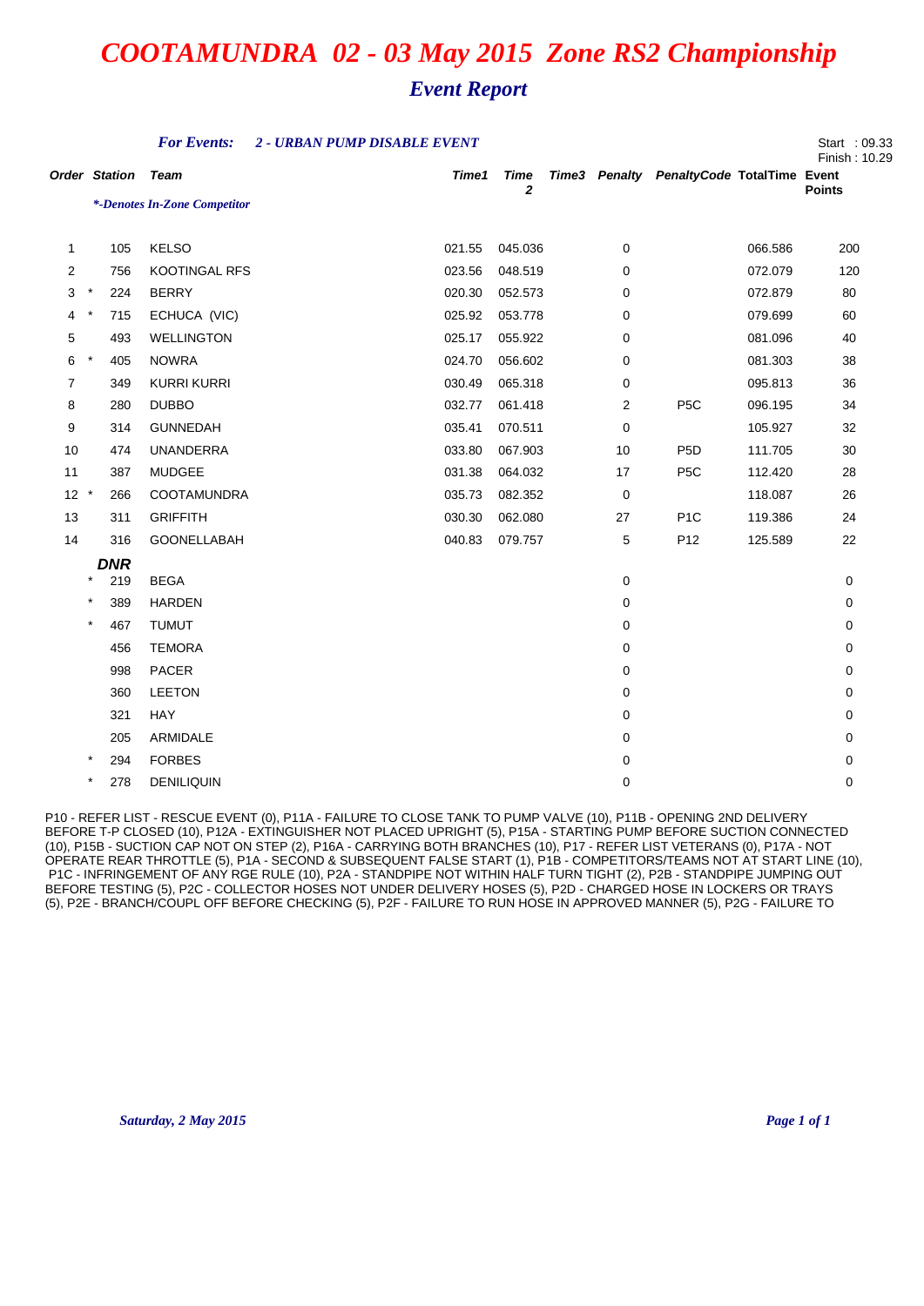# COOTAMUNDRA 02 - 03 May 2015 Zone RS2 Championship

## Event Report

***For Events:*** ***2 - URBAN PUMP DISABLE EVENT***

Start : 09.33
Finish : 10.29

*\*-Denotes In-Zone Competitor*

| Order | | Station | Team | Time1 | Time 2 | Time3 | Penalty | PenaltyCode | TotalTime | Event Points |
|---|---|---|---|---|---|---|---|---|---|---|
| 1 | | 105 | KELSO | 021.55 | 045.036 | | 0 | | 066.586 | 200 |
| 2 | | 756 | KOOTINGAL RFS | 023.56 | 048.519 | | 0 | | 072.079 | 120 |
| 3 | * | 224 | BERRY | 020.30 | 052.573 | | 0 | | 072.879 | 80 |
| 4 | * | 715 | ECHUCA (VIC) | 025.92 | 053.778 | | 0 | | 079.699 | 60 |
| 5 | | 493 | WELLINGTON | 025.17 | 055.922 | | 0 | | 081.096 | 40 |
| 6 | * | 405 | NOWRA | 024.70 | 056.602 | | 0 | | 081.303 | 38 |
| 7 | | 349 | KURRI KURRI | 030.49 | 065.318 | | 0 | | 095.813 | 36 |
| 8 | | 280 | DUBBO | 032.77 | 061.418 | | 2 | P5C | 096.195 | 34 |
| 9 | | 314 | GUNNEDAH | 035.41 | 070.511 | | 0 | | 105.927 | 32 |
| 10 | | 474 | UNANDERRA | 033.80 | 067.903 | | 10 | P5D | 111.705 | 30 |
| 11 | | 387 | MUDGEE | 031.38 | 064.032 | | 17 | P5C | 112.420 | 28 |
| 12 | * | 266 | COOTAMUNDRA | 035.73 | 082.352 | | 0 | | 118.087 | 26 |
| 13 | | 311 | GRIFFITH | 030.30 | 062.080 | | 27 | P1C | 119.386 | 24 |
| 14 | | 316 | GOONELLABAH | 040.83 | 079.757 | | 5 | P12 | 125.589 | 22 |
| | | **DNR** | | | | | | | | |
| | * | 219 | BEGA | | | | 0 | | | 0 |
| | * | 389 | HARDEN | | | | 0 | | | 0 |
| | * | 467 | TUMUT | | | | 0 | | | 0 |
| | | 456 | TEMORA | | | | 0 | | | 0 |
| | | 998 | PACER | | | | 0 | | | 0 |
| | | 360 | LEETON | | | | 0 | | | 0 |
| | | 321 | HAY | | | | 0 | | | 0 |
| | | 205 | ARMIDALE | | | | 0 | | | 0 |
| | * | 294 | FORBES | | | | 0 | | | 0 |
| | * | 278 | DENILIQUIN | | | | 0 | | | 0 |

P10 - REFER LIST - RESCUE EVENT (0), P11A - FAILURE TO CLOSE TANK TO PUMP VALVE (10), P11B - OPENING 2ND DELIVERY BEFORE T-P CLOSED (10), P12A - EXTINGUISHER NOT PLACED UPRIGHT (5), P15A - STARTING PUMP BEFORE SUCTION CONNECTED (10), P15B - SUCTION CAP NOT ON STEP (2), P16A - CARRYING BOTH BRANCHES (10), P17 - REFER LIST VETERANS (0), P17A - NOT OPERATE REAR THROTTLE (5), P1A - SECOND & SUBSEQUENT FALSE START (1), P1B - COMPETITORS/TEAMS NOT AT START LINE (10), P1C - INFRINGEMENT OF ANY RGE RULE (10), P2A - STANDPIPE NOT WITHIN HALF TURN TIGHT (2), P2B - STANDPIPE JUMPING OUT BEFORE TESTING (5), P2C - COLLECTOR HOSES NOT UNDER DELIVERY HOSES (5), P2D - CHARGED HOSE IN LOCKERS OR TRAYS (5), P2E - BRANCH/COUPL OFF BEFORE CHECKING (5), P2F - FAILURE TO RUN HOSE IN APPROVED MANNER (5), P2G - FAILURE TO

*Saturday, 2 May 2015*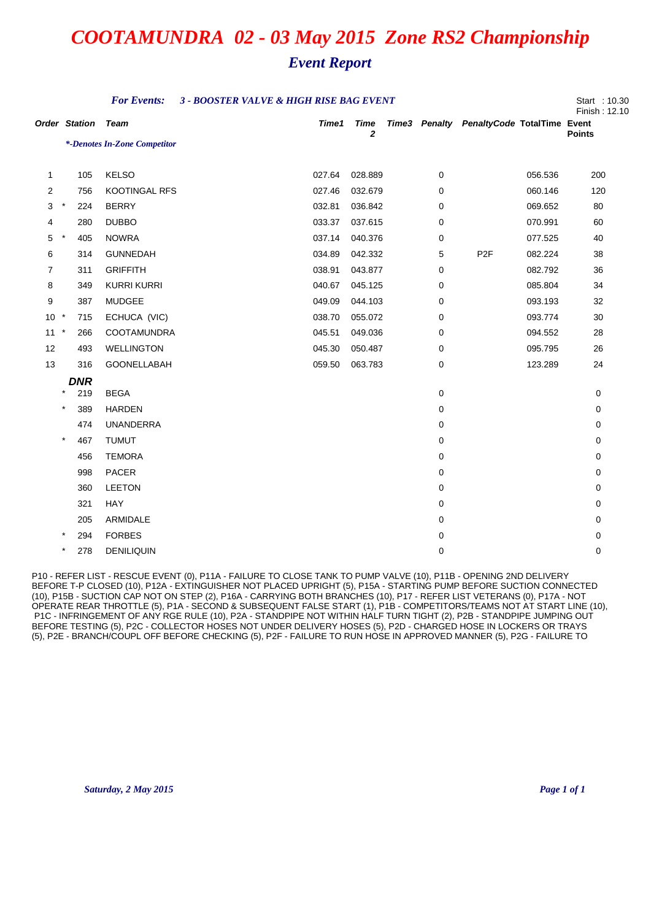# COOTAMUNDRA 02 - 03 May 2015 Zone RS2 Championship

## Event Report

***For Events:*** ***3 - BOOSTER VALVE & HIGH RISE BAG EVENT***

Start : 10.30
Finish : 12.10

*\*-Denotes In-Zone Competitor*

| Order | | Station | Team | Time1 | Time 2 | Time3 | Penalty | PenaltyCode | TotalTime | Event Points |
|---|---|---|---|---|---|---|---|---|---|---|
| 1 | | 105 | KELSO | 027.64 | 028.889 | | 0 | | 056.536 | 200 |
| 2 | | 756 | KOOTINGAL RFS | 027.46 | 032.679 | | 0 | | 060.146 | 120 |
| 3 | * | 224 | BERRY | 032.81 | 036.842 | | 0 | | 069.652 | 80 |
| 4 | | 280 | DUBBO | 033.37 | 037.615 | | 0 | | 070.991 | 60 |
| 5 | * | 405 | NOWRA | 037.14 | 040.376 | | 0 | | 077.525 | 40 |
| 6 | | 314 | GUNNEDAH | 034.89 | 042.332 | | 5 | P2F | 082.224 | 38 |
| 7 | | 311 | GRIFFITH | 038.91 | 043.877 | | 0 | | 082.792 | 36 |
| 8 | | 349 | KURRI KURRI | 040.67 | 045.125 | | 0 | | 085.804 | 34 |
| 9 | | 387 | MUDGEE | 049.09 | 044.103 | | 0 | | 093.193 | 32 |
| 10 | * | 715 | ECHUCA (VIC) | 038.70 | 055.072 | | 0 | | 093.774 | 30 |
| 11 | * | 266 | COOTAMUNDRA | 045.51 | 049.036 | | 0 | | 094.552 | 28 |
| 12 | | 493 | WELLINGTON | 045.30 | 050.487 | | 0 | | 095.795 | 26 |
| 13 | | 316 | GOONELLABAH | 059.50 | 063.783 | | 0 | | 123.289 | 24 |
| | | **DNR** | | | | | | | | |
| | * | 219 | BEGA | | | | 0 | | | 0 |
| | * | 389 | HARDEN | | | | 0 | | | 0 |
| | | 474 | UNANDERRA | | | | 0 | | | 0 |
| | * | 467 | TUMUT | | | | 0 | | | 0 |
| | | 456 | TEMORA | | | | 0 | | | 0 |
| | | 998 | PACER | | | | 0 | | | 0 |
| | | 360 | LEETON | | | | 0 | | | 0 |
| | | 321 | HAY | | | | 0 | | | 0 |
| | | 205 | ARMIDALE | | | | 0 | | | 0 |
| | * | 294 | FORBES | | | | 0 | | | 0 |
| | * | 278 | DENILIQUIN | | | | 0 | | | 0 |

P10 - REFER LIST - RESCUE EVENT (0), P11A - FAILURE TO CLOSE TANK TO PUMP VALVE (10), P11B - OPENING 2ND DELIVERY BEFORE T-P CLOSED (10), P12A - EXTINGUISHER NOT PLACED UPRIGHT (5), P15A - STARTING PUMP BEFORE SUCTION CONNECTED (10), P15B - SUCTION CAP NOT ON STEP (2), P16A - CARRYING BOTH BRANCHES (10), P17 - REFER LIST VETERANS (0), P17A - NOT OPERATE REAR THROTTLE (5), P1A - SECOND & SUBSEQUENT FALSE START (1), P1B - COMPETITORS/TEAMS NOT AT START LINE (10), P1C - INFRINGEMENT OF ANY RGE RULE (10), P2A - STANDPIPE NOT WITHIN HALF TURN TIGHT (2), P2B - STANDPIPE JUMPING OUT BEFORE TESTING (5), P2C - COLLECTOR HOSES NOT UNDER DELIVERY HOSES (5), P2D - CHARGED HOSE IN LOCKERS OR TRAYS (5), P2E - BRANCH/COUPL OFF BEFORE CHECKING (5), P2F - FAILURE TO RUN HOSE IN APPROVED MANNER (5), P2G - FAILURE TO

*Saturday, 2 May 2015*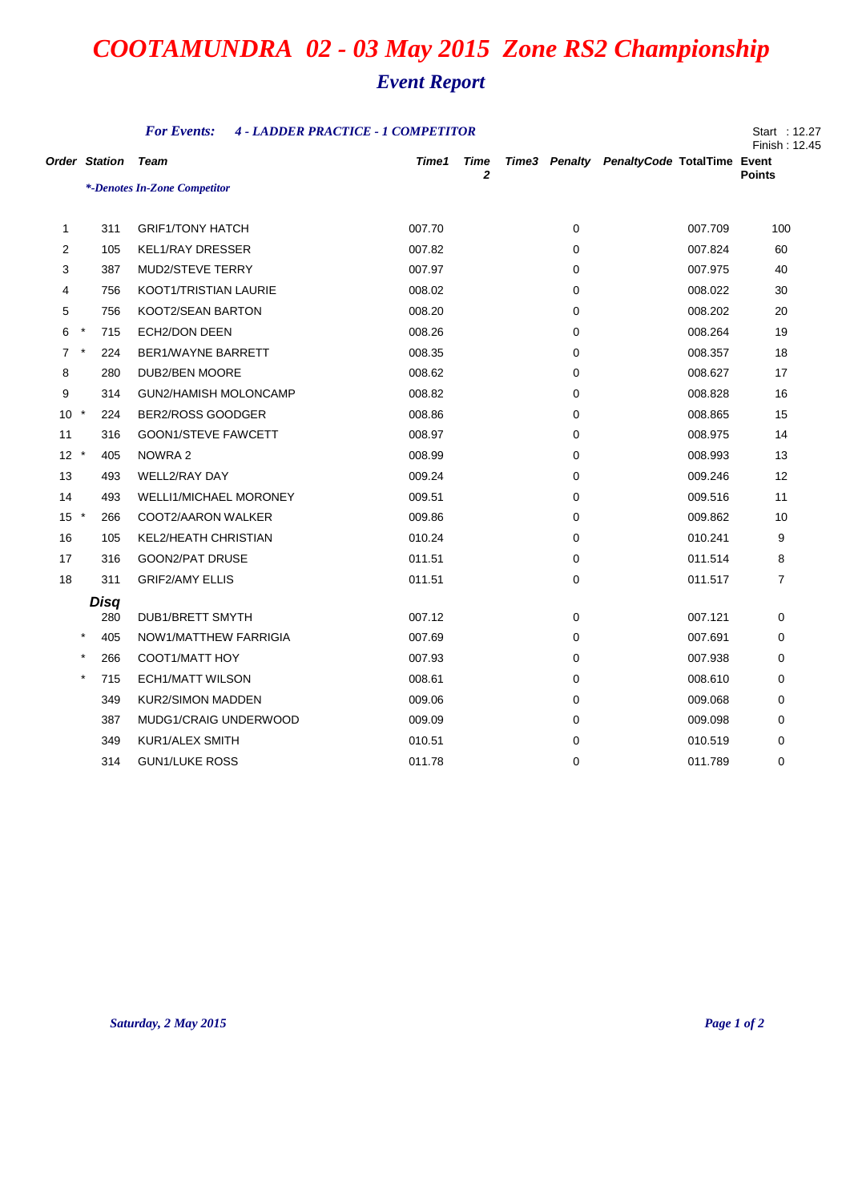# COOTAMUNDRA 02 - 03 May 2015 Zone RS2 Championship

## Event Report

***For Events:*** ***4 - LADDER PRACTICE - 1 COMPETITOR***

Start : 12.27
Finish : 12.45

*\*-Denotes In-Zone Competitor*

| Order | | Station | Team | Time1 | Time 2 | Time3 | Penalty | PenaltyCode | TotalTime | Event Points |
|---|---|---|---|---|---|---|---|---|---|---|
| 1 | | 311 | GRIF1/TONY HATCH | 007.70 | | | 0 | | 007.709 | 100 |
| 2 | | 105 | KEL1/RAY DRESSER | 007.82 | | | 0 | | 007.824 | 60 |
| 3 | | 387 | MUD2/STEVE TERRY | 007.97 | | | 0 | | 007.975 | 40 |
| 4 | | 756 | KOOT1/TRISTIAN LAURIE | 008.02 | | | 0 | | 008.022 | 30 |
| 5 | | 756 | KOOT2/SEAN BARTON | 008.20 | | | 0 | | 008.202 | 20 |
| 6 | * | 715 | ECH2/DON DEEN | 008.26 | | | 0 | | 008.264 | 19 |
| 7 | * | 224 | BER1/WAYNE BARRETT | 008.35 | | | 0 | | 008.357 | 18 |
| 8 | | 280 | DUB2/BEN MOORE | 008.62 | | | 0 | | 008.627 | 17 |
| 9 | | 314 | GUN2/HAMISH MOLONCAMP | 008.82 | | | 0 | | 008.828 | 16 |
| 10 | * | 224 | BER2/ROSS GOODGER | 008.86 | | | 0 | | 008.865 | 15 |
| 11 | | 316 | GOON1/STEVE FAWCETT | 008.97 | | | 0 | | 008.975 | 14 |
| 12 | * | 405 | NOWRA 2 | 008.99 | | | 0 | | 008.993 | 13 |
| 13 | | 493 | WELL2/RAY DAY | 009.24 | | | 0 | | 009.246 | 12 |
| 14 | | 493 | WELLI1/MICHAEL MORONEY | 009.51 | | | 0 | | 009.516 | 11 |
| 15 | * | 266 | COOT2/AARON WALKER | 009.86 | | | 0 | | 009.862 | 10 |
| 16 | | 105 | KEL2/HEATH CHRISTIAN | 010.24 | | | 0 | | 010.241 | 9 |
| 17 | | 316 | GOON2/PAT DRUSE | 011.51 | | | 0 | | 011.514 | 8 |
| 18 | | 311 | GRIF2/AMY ELLIS | 011.51 | | | 0 | | 011.517 | 7 |
| ***Disq*** | | | | | | | | | | |
| | | 280 | DUB1/BRETT SMYTH | 007.12 | | | 0 | | 007.121 | 0 |
| | * | 405 | NOW1/MATTHEW FARRIGIA | 007.69 | | | 0 | | 007.691 | 0 |
| | * | 266 | COOT1/MATT HOY | 007.93 | | | 0 | | 007.938 | 0 |
| | * | 715 | ECH1/MATT WILSON | 008.61 | | | 0 | | 008.610 | 0 |
| | | 349 | KUR2/SIMON MADDEN | 009.06 | | | 0 | | 009.068 | 0 |
| | | 387 | MUDG1/CRAIG UNDERWOOD | 009.09 | | | 0 | | 009.098 | 0 |
| | | 349 | KUR1/ALEX SMITH | 010.51 | | | 0 | | 010.519 | 0 |
| | | 314 | GUN1/LUKE ROSS | 011.78 | | | 0 | | 011.789 | 0 |

*Saturday, 2 May 2015*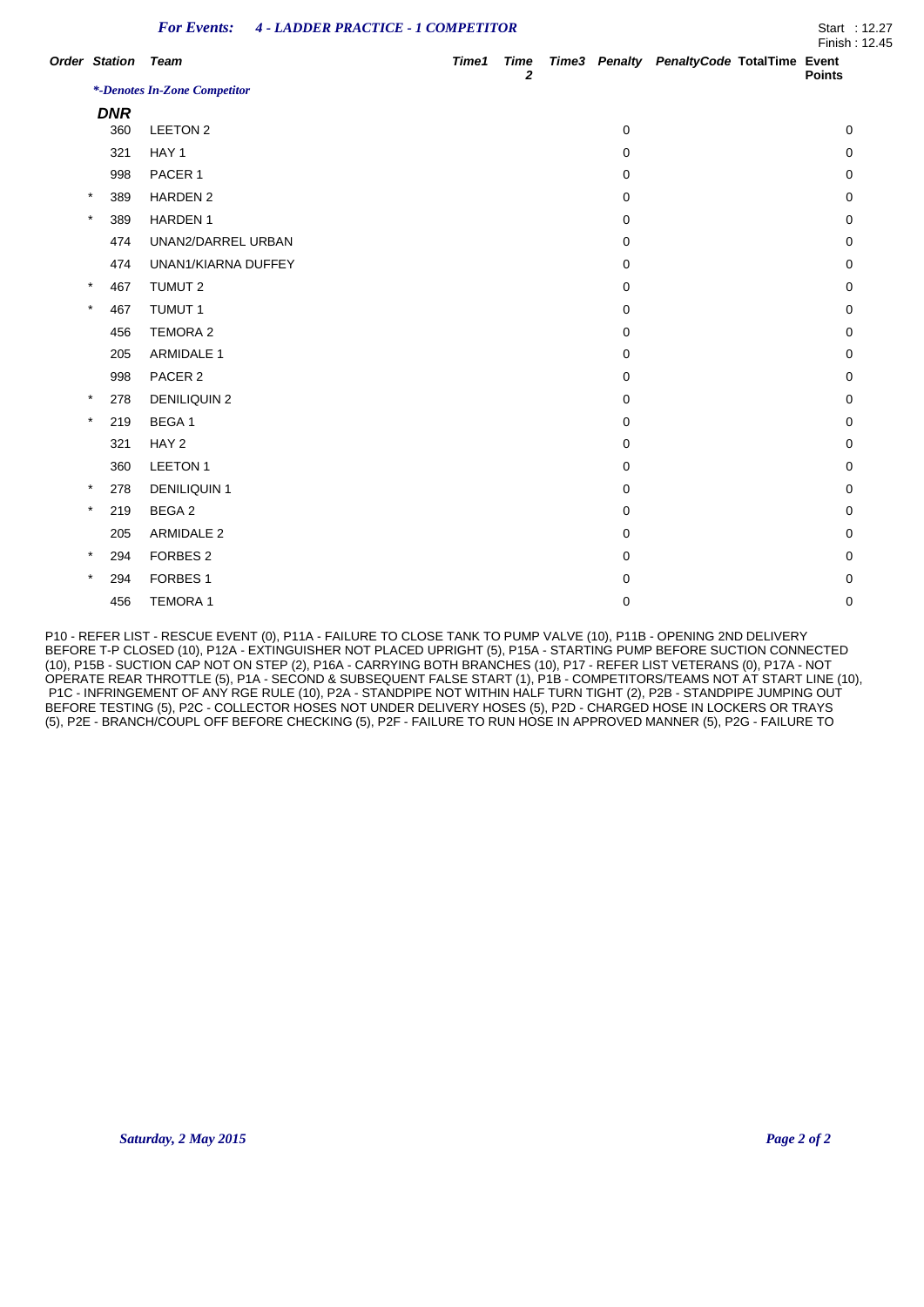*For Events:* ***4 - LADDER PRACTICE - 1 COMPETITOR***

Start : 12.27
Finish : 12.45

| Order | Station | Team | Time1 | Time 2 | Time3 | Penalty | PenaltyCode | TotalTime | Event Points |
|---|---|---|---|---|---|---|---|---|---|
| | | ****-Denotes In-Zone Competitor*** | | | | | | | |
| **DNR** | | | | | | | | | |
| | 360 | LEETON 2 | | | | 0 | | | 0 |
| | 321 | HAY 1 | | | | 0 | | | 0 |
| | 998 | PACER 1 | | | | 0 | | | 0 |
| * | 389 | HARDEN 2 | | | | 0 | | | 0 |
| * | 389 | HARDEN 1 | | | | 0 | | | 0 |
| | 474 | UNAN2/DARREL URBAN | | | | 0 | | | 0 |
| | 474 | UNAN1/KIARNA DUFFEY | | | | 0 | | | 0 |
| * | 467 | TUMUT 2 | | | | 0 | | | 0 |
| * | 467 | TUMUT 1 | | | | 0 | | | 0 |
| | 456 | TEMORA 2 | | | | 0 | | | 0 |
| | 205 | ARMIDALE 1 | | | | 0 | | | 0 |
| | 998 | PACER 2 | | | | 0 | | | 0 |
| * | 278 | DENILIQUIN 2 | | | | 0 | | | 0 |
| * | 219 | BEGA 1 | | | | 0 | | | 0 |
| | 321 | HAY 2 | | | | 0 | | | 0 |
| | 360 | LEETON 1 | | | | 0 | | | 0 |
| * | 278 | DENILIQUIN 1 | | | | 0 | | | 0 |
| * | 219 | BEGA 2 | | | | 0 | | | 0 |
| | 205 | ARMIDALE 2 | | | | 0 | | | 0 |
| * | 294 | FORBES 2 | | | | 0 | | | 0 |
| * | 294 | FORBES 1 | | | | 0 | | | 0 |
| | 456 | TEMORA 1 | | | | 0 | | | 0 |

P10 - REFER LIST - RESCUE EVENT (0), P11A - FAILURE TO CLOSE TANK TO PUMP VALVE (10), P11B - OPENING 2ND DELIVERY BEFORE T-P CLOSED (10), P12A - EXTINGUISHER NOT PLACED UPRIGHT (5), P15A - STARTING PUMP BEFORE SUCTION CONNECTED (10), P15B - SUCTION CAP NOT ON STEP (2), P16A - CARRYING BOTH BRANCHES (10), P17 - REFER LIST VETERANS (0), P17A - NOT OPERATE REAR THROTTLE (5), P1A - SECOND & SUBSEQUENT FALSE START (1), P1B - COMPETITORS/TEAMS NOT AT START LINE (10), P1C - INFRINGEMENT OF ANY RGE RULE (10), P2A - STANDPIPE NOT WITHIN HALF TURN TIGHT (2), P2B - STANDPIPE JUMPING OUT BEFORE TESTING (5), P2C - COLLECTOR HOSES NOT UNDER DELIVERY HOSES (5), P2D - CHARGED HOSE IN LOCKERS OR TRAYS (5), P2E - BRANCH/COUPL OFF BEFORE CHECKING (5), P2F - FAILURE TO RUN HOSE IN APPROVED MANNER (5), P2G - FAILURE TO

*Saturday, 2 May 2015*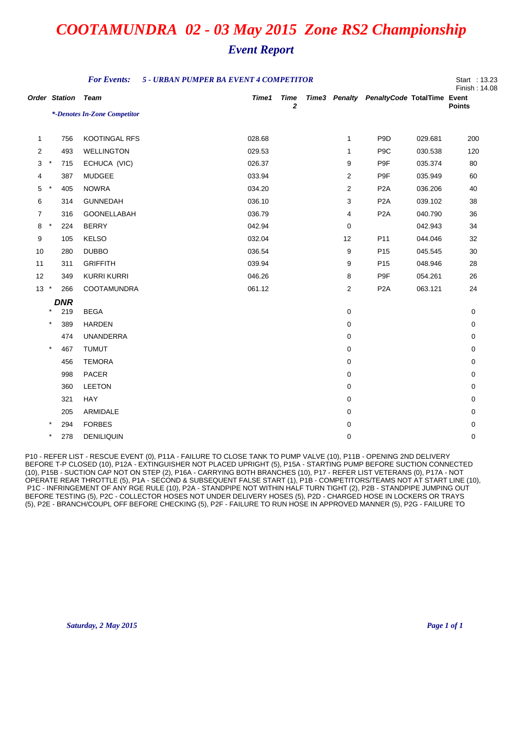# COOTAMUNDRA 02 - 03 May 2015 Zone RS2 Championship

## Event Report

***For Events:*** ***5 - URBAN PUMPER BA EVENT 4 COMPETITOR***

Start : 13.23
Finish : 14.08

*\*-Denotes In-Zone Competitor*

| Order | | Station | Team | Time1 | Time 2 | Time3 | Penalty | PenaltyCode | TotalTime | Event Points |
|---|---|---|---|---|---|---|---|---|---|---|
| 1 | | 756 | KOOTINGAL RFS | 028.68 | | | 1 | P9D | 029.681 | 200 |
| 2 | | 493 | WELLINGTON | 029.53 | | | 1 | P9C | 030.538 | 120 |
| 3 | * | 715 | ECHUCA (VIC) | 026.37 | | | 9 | P9F | 035.374 | 80 |
| 4 | | 387 | MUDGEE | 033.94 | | | 2 | P9F | 035.949 | 60 |
| 5 | * | 405 | NOWRA | 034.20 | | | 2 | P2A | 036.206 | 40 |
| 6 | | 314 | GUNNEDAH | 036.10 | | | 3 | P2A | 039.102 | 38 |
| 7 | | 316 | GOONELLABAH | 036.79 | | | 4 | P2A | 040.790 | 36 |
| 8 | * | 224 | BERRY | 042.94 | | | 0 | | 042.943 | 34 |
| 9 | | 105 | KELSO | 032.04 | | | 12 | P11 | 044.046 | 32 |
| 10 | | 280 | DUBBO | 036.54 | | | 9 | P15 | 045.545 | 30 |
| 11 | | 311 | GRIFFITH | 039.94 | | | 9 | P15 | 048.946 | 28 |
| 12 | | 349 | KURRI KURRI | 046.26 | | | 8 | P9F | 054.261 | 26 |
| 13 | * | 266 | COOTAMUNDRA | 061.12 | | | 2 | P2A | 063.121 | 24 |
| | | **DNR** | | | | | | | | |
| | * | 219 | BEGA | | | | 0 | | | 0 |
| | * | 389 | HARDEN | | | | 0 | | | 0 |
| | | 474 | UNANDERRA | | | | 0 | | | 0 |
| | * | 467 | TUMUT | | | | 0 | | | 0 |
| | | 456 | TEMORA | | | | 0 | | | 0 |
| | | 998 | PACER | | | | 0 | | | 0 |
| | | 360 | LEETON | | | | 0 | | | 0 |
| | | 321 | HAY | | | | 0 | | | 0 |
| | | 205 | ARMIDALE | | | | 0 | | | 0 |
| | * | 294 | FORBES | | | | 0 | | | 0 |
| | * | 278 | DENILIQUIN | | | | 0 | | | 0 |

P10 - REFER LIST - RESCUE EVENT (0), P11A - FAILURE TO CLOSE TANK TO PUMP VALVE (10), P11B - OPENING 2ND DELIVERY BEFORE T-P CLOSED (10), P12A - EXTINGUISHER NOT PLACED UPRIGHT (5), P15A - STARTING PUMP BEFORE SUCTION CONNECTED (10), P15B - SUCTION CAP NOT ON STEP (2), P16A - CARRYING BOTH BRANCHES (10), P17 - REFER LIST VETERANS (0), P17A - NOT OPERATE REAR THROTTLE (5), P1A - SECOND & SUBSEQUENT FALSE START (1), P1B - COMPETITORS/TEAMS NOT AT START LINE (10), P1C - INFRINGEMENT OF ANY RGE RULE (10), P2A - STANDPIPE NOT WITHIN HALF TURN TIGHT (2), P2B - STANDPIPE JUMPING OUT BEFORE TESTING (5), P2C - COLLECTOR HOSES NOT UNDER DELIVERY HOSES (5), P2D - CHARGED HOSE IN LOCKERS OR TRAYS (5), P2E - BRANCH/COUPL OFF BEFORE CHECKING (5), P2F - FAILURE TO RUN HOSE IN APPROVED MANNER (5), P2G - FAILURE TO

*Saturday, 2 May 2015*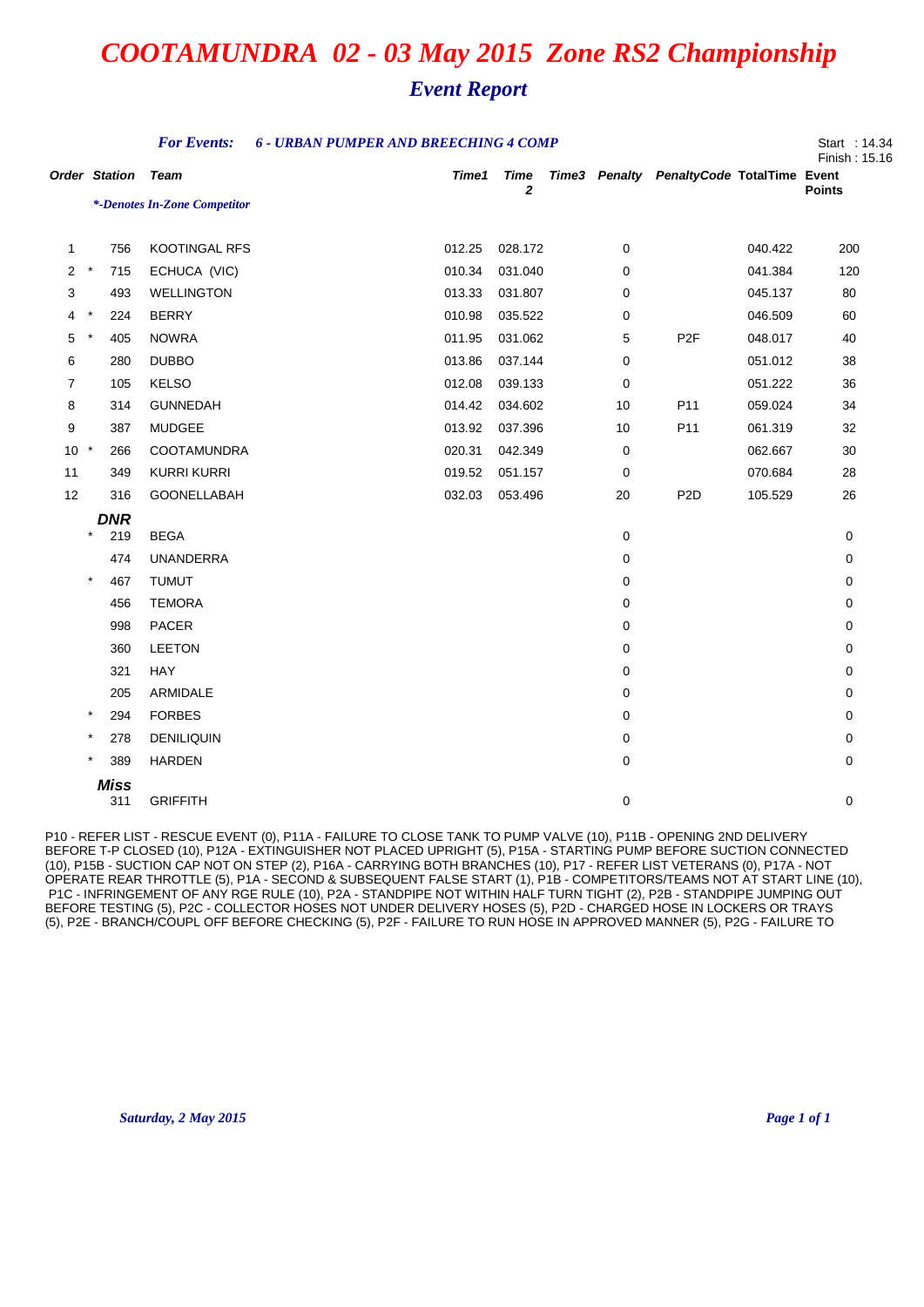# *COOTAMUNDRA 02 - 03 May 2015 Zone RS2 Championship*

## *Event Report*

***For Events:*** ***6 - URBAN PUMPER AND BREECHING 4 COMP***

Start : 14.34
Finish : 15.16

*\*-Denotes In-Zone Competitor*

| Order | | Station | Team | Time1 | Time 2 | Time3 | Penalty | PenaltyCode | TotalTime | Event Points |
|---|---|---|---|---|---|---|---|---|---|---|
| 1 | | 756 | KOOTINGAL RFS | 012.25 | 028.172 | | 0 | | 040.422 | 200 |
| 2 | * | 715 | ECHUCA (VIC) | 010.34 | 031.040 | | 0 | | 041.384 | 120 |
| 3 | | 493 | WELLINGTON | 013.33 | 031.807 | | 0 | | 045.137 | 80 |
| 4 | * | 224 | BERRY | 010.98 | 035.522 | | 0 | | 046.509 | 60 |
| 5 | * | 405 | NOWRA | 011.95 | 031.062 | | 5 | P2F | 048.017 | 40 |
| 6 | | 280 | DUBBO | 013.86 | 037.144 | | 0 | | 051.012 | 38 |
| 7 | | 105 | KELSO | 012.08 | 039.133 | | 0 | | 051.222 | 36 |
| 8 | | 314 | GUNNEDAH | 014.42 | 034.602 | | 10 | P11 | 059.024 | 34 |
| 9 | | 387 | MUDGEE | 013.92 | 037.396 | | 10 | P11 | 061.319 | 32 |
| 10 | * | 266 | COOTAMUNDRA | 020.31 | 042.349 | | 0 | | 062.667 | 30 |
| 11 | | 349 | KURRI KURRI | 019.52 | 051.157 | | 0 | | 070.684 | 28 |
| 12 | | 316 | GOONELLABAH | 032.03 | 053.496 | | 20 | P2D | 105.529 | 26 |
| | | ***DNR*** | | | | | | | | |
| | * | 219 | BEGA | | | | 0 | | | 0 |
| | | 474 | UNANDERRA | | | | 0 | | | 0 |
| | * | 467 | TUMUT | | | | 0 | | | 0 |
| | | 456 | TEMORA | | | | 0 | | | 0 |
| | | 998 | PACER | | | | 0 | | | 0 |
| | | 360 | LEETON | | | | 0 | | | 0 |
| | | 321 | HAY | | | | 0 | | | 0 |
| | | 205 | ARMIDALE | | | | 0 | | | 0 |
| | * | 294 | FORBES | | | | 0 | | | 0 |
| | * | 278 | DENILIQUIN | | | | 0 | | | 0 |
| | * | 389 | HARDEN | | | | 0 | | | 0 |
| | | ***Miss*** | | | | | | | | |
| | | 311 | GRIFFITH | | | | 0 | | | 0 |

P10 - REFER LIST - RESCUE EVENT (0), P11A - FAILURE TO CLOSE TANK TO PUMP VALVE (10), P11B - OPENING 2ND DELIVERY BEFORE T-P CLOSED (10), P12A - EXTINGUISHER NOT PLACED UPRIGHT (5), P15A - STARTING PUMP BEFORE SUCTION CONNECTED (10), P15B - SUCTION CAP NOT ON STEP (2), P16A - CARRYING BOTH BRANCHES (10), P17 - REFER LIST VETERANS (0), P17A - NOT OPERATE REAR THROTTLE (5), P1A - SECOND & SUBSEQUENT FALSE START (1), P1B - COMPETITORS/TEAMS NOT AT START LINE (10), P1C - INFRINGEMENT OF ANY RGE RULE (10), P2A - STANDPIPE NOT WITHIN HALF TURN TIGHT (2), P2B - STANDPIPE JUMPING OUT BEFORE TESTING (5), P2C - COLLECTOR HOSES NOT UNDER DELIVERY HOSES (5), P2D - CHARGED HOSE IN LOCKERS OR TRAYS (5), P2E - BRANCH/COUPL OFF BEFORE CHECKING (5), P2F - FAILURE TO RUN HOSE IN APPROVED MANNER (5), P2G - FAILURE TO

*Saturday, 2 May 2015*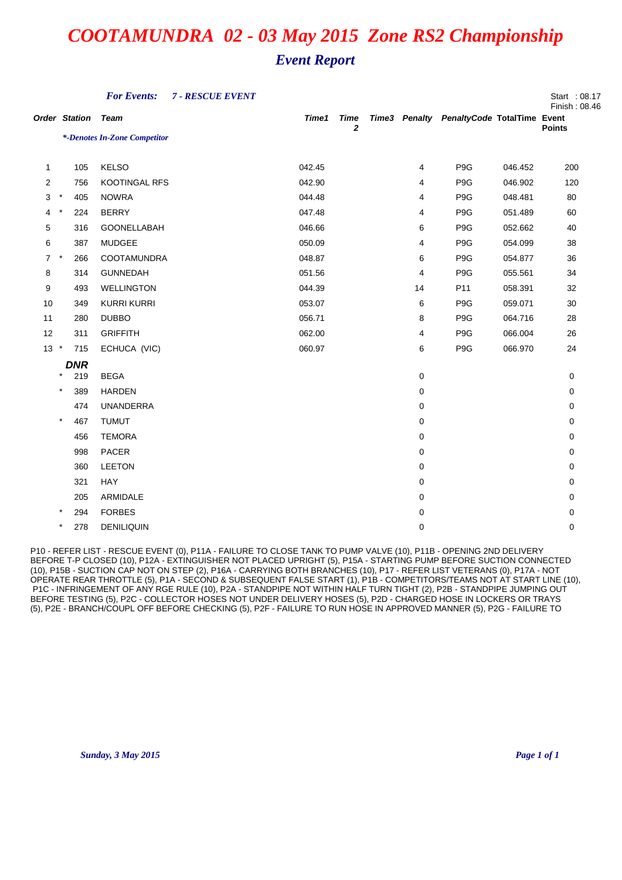# *COOTAMUNDRA 02 - 03 May 2015 Zone RS2 Championship*

## *Event Report*

***For Events:*** ***7 - RESCUE EVENT***

Start : 08.17
Finish : 08.46

*\*-Denotes In-Zone Competitor*

| Order | | Station | Team | Time1 | Time 2 | Time3 | Penalty | PenaltyCode | TotalTime | Event Points |
|---|---|---|---|---|---|---|---|---|---|---|
| 1 | | 105 | KELSO | 042.45 | | | 4 | P9G | 046.452 | 200 |
| 2 | | 756 | KOOTINGAL RFS | 042.90 | | | 4 | P9G | 046.902 | 120 |
| 3 | * | 405 | NOWRA | 044.48 | | | 4 | P9G | 048.481 | 80 |
| 4 | * | 224 | BERRY | 047.48 | | | 4 | P9G | 051.489 | 60 |
| 5 | | 316 | GOONELLABAH | 046.66 | | | 6 | P9G | 052.662 | 40 |
| 6 | | 387 | MUDGEE | 050.09 | | | 4 | P9G | 054.099 | 38 |
| 7 | * | 266 | COOTAMUNDRA | 048.87 | | | 6 | P9G | 054.877 | 36 |
| 8 | | 314 | GUNNEDAH | 051.56 | | | 4 | P9G | 055.561 | 34 |
| 9 | | 493 | WELLINGTON | 044.39 | | | 14 | P11 | 058.391 | 32 |
| 10 | | 349 | KURRI KURRI | 053.07 | | | 6 | P9G | 059.071 | 30 |
| 11 | | 280 | DUBBO | 056.71 | | | 8 | P9G | 064.716 | 28 |
| 12 | | 311 | GRIFFITH | 062.00 | | | 4 | P9G | 066.004 | 26 |
| 13 | * | 715 | ECHUCA (VIC) | 060.97 | | | 6 | P9G | 066.970 | 24 |
| | | **DNR** | | | | | | | | |
| | * | 219 | BEGA | | | | 0 | | | 0 |
| | * | 389 | HARDEN | | | | 0 | | | 0 |
| | | 474 | UNANDERRA | | | | 0 | | | 0 |
| | * | 467 | TUMUT | | | | 0 | | | 0 |
| | | 456 | TEMORA | | | | 0 | | | 0 |
| | | 998 | PACER | | | | 0 | | | 0 |
| | | 360 | LEETON | | | | 0 | | | 0 |
| | | 321 | HAY | | | | 0 | | | 0 |
| | | 205 | ARMIDALE | | | | 0 | | | 0 |
| | * | 294 | FORBES | | | | 0 | | | 0 |
| | * | 278 | DENILIQUIN | | | | 0 | | | 0 |

P10 - REFER LIST - RESCUE EVENT (0), P11A - FAILURE TO CLOSE TANK TO PUMP VALVE (10), P11B - OPENING 2ND DELIVERY BEFORE T-P CLOSED (10), P12A - EXTINGUISHER NOT PLACED UPRIGHT (5), P15A - STARTING PUMP BEFORE SUCTION CONNECTED (10), P15B - SUCTION CAP NOT ON STEP (2), P16A - CARRYING BOTH BRANCHES (10), P17 - REFER LIST VETERANS (0), P17A - NOT OPERATE REAR THROTTLE (5), P1A - SECOND & SUBSEQUENT FALSE START (1), P1B - COMPETITORS/TEAMS NOT AT START LINE (10), P1C - INFRINGEMENT OF ANY RGE RULE (10), P2A - STANDPIPE NOT WITHIN HALF TURN TIGHT (2), P2B - STANDPIPE JUMPING OUT BEFORE TESTING (5), P2C - COLLECTOR HOSES NOT UNDER DELIVERY HOSES (5), P2D - CHARGED HOSE IN LOCKERS OR TRAYS (5), P2E - BRANCH/COUPL OFF BEFORE CHECKING (5), P2F - FAILURE TO RUN HOSE IN APPROVED MANNER (5), P2G - FAILURE TO

*Sunday, 3 May 2015*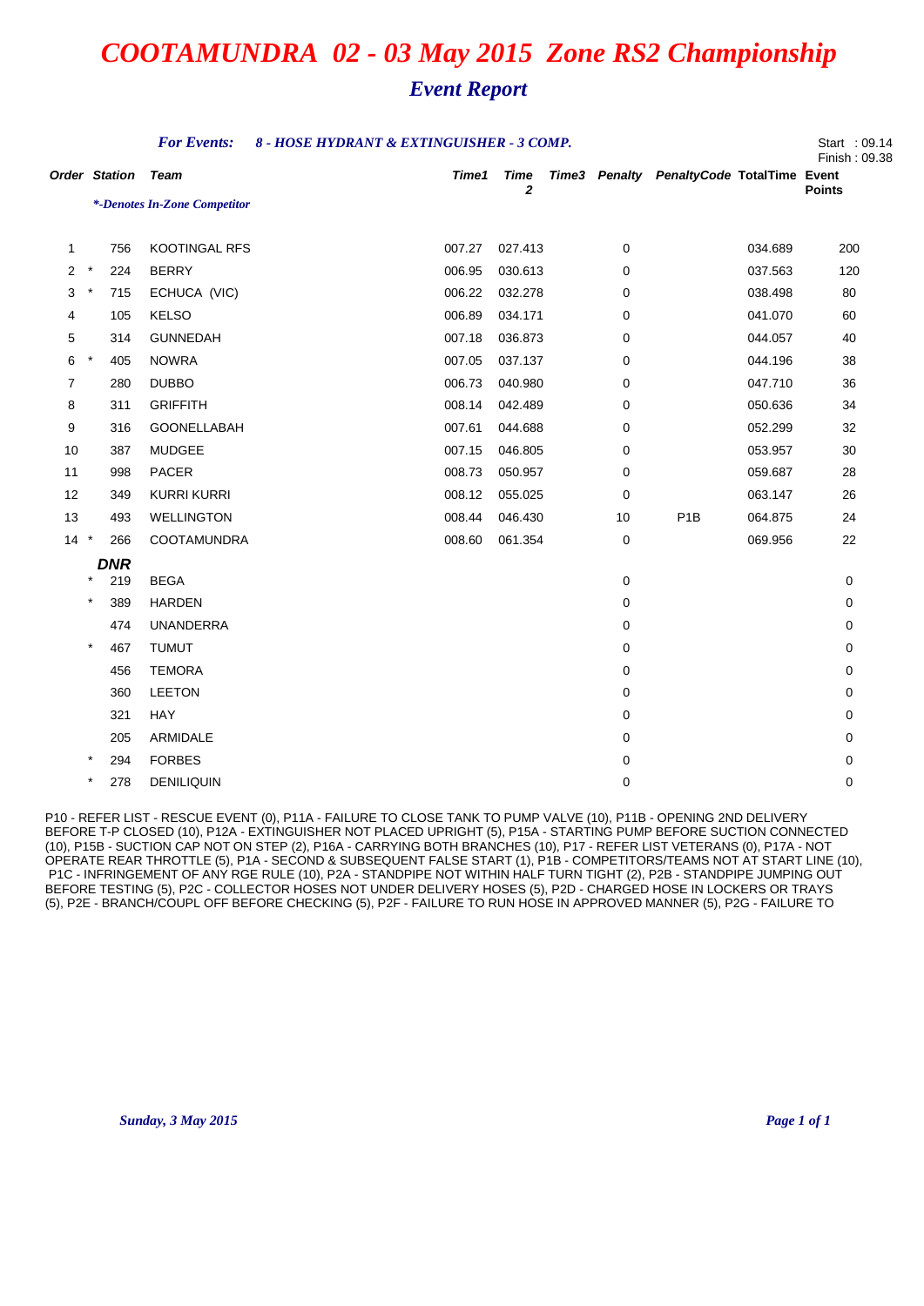# COOTAMUNDRA 02 - 03 May 2015 Zone RS2 Championship

## Event Report

*For Events:* ***8 - HOSE HYDRANT & EXTINGUISHER - 3 COMP.***

Start : 09.14
Finish : 09.38

*\*-Denotes In-Zone Competitor*

| Order | | Station | Team | Time1 | Time 2 | Time3 | Penalty | PenaltyCode | TotalTime | Event Points |
|---|---|---|---|---|---|---|---|---|---|---|
| 1 | | 756 | KOOTINGAL RFS | 007.27 | 027.413 | | 0 | | 034.689 | 200 |
| 2 | * | 224 | BERRY | 006.95 | 030.613 | | 0 | | 037.563 | 120 |
| 3 | * | 715 | ECHUCA (VIC) | 006.22 | 032.278 | | 0 | | 038.498 | 80 |
| 4 | | 105 | KELSO | 006.89 | 034.171 | | 0 | | 041.070 | 60 |
| 5 | | 314 | GUNNEDAH | 007.18 | 036.873 | | 0 | | 044.057 | 40 |
| 6 | * | 405 | NOWRA | 007.05 | 037.137 | | 0 | | 044.196 | 38 |
| 7 | | 280 | DUBBO | 006.73 | 040.980 | | 0 | | 047.710 | 36 |
| 8 | | 311 | GRIFFITH | 008.14 | 042.489 | | 0 | | 050.636 | 34 |
| 9 | | 316 | GOONELLABAH | 007.61 | 044.688 | | 0 | | 052.299 | 32 |
| 10 | | 387 | MUDGEE | 007.15 | 046.805 | | 0 | | 053.957 | 30 |
| 11 | | 998 | PACER | 008.73 | 050.957 | | 0 | | 059.687 | 28 |
| 12 | | 349 | KURRI KURRI | 008.12 | 055.025 | | 0 | | 063.147 | 26 |
| 13 | | 493 | WELLINGTON | 008.44 | 046.430 | | 10 | P1B | 064.875 | 24 |
| 14 | * | 266 | COOTAMUNDRA | 008.60 | 061.354 | | 0 | | 069.956 | 22 |
| | | **DNR** | | | | | | | | |
| | * | 219 | BEGA | | | | 0 | | | 0 |
| | * | 389 | HARDEN | | | | 0 | | | 0 |
| | | 474 | UNANDERRA | | | | 0 | | | 0 |
| | * | 467 | TUMUT | | | | 0 | | | 0 |
| | | 456 | TEMORA | | | | 0 | | | 0 |
| | | 360 | LEETON | | | | 0 | | | 0 |
| | | 321 | HAY | | | | 0 | | | 0 |
| | | 205 | ARMIDALE | | | | 0 | | | 0 |
| | * | 294 | FORBES | | | | 0 | | | 0 |
| | * | 278 | DENILIQUIN | | | | 0 | | | 0 |

P10 - REFER LIST - RESCUE EVENT (0), P11A - FAILURE TO CLOSE TANK TO PUMP VALVE (10), P11B - OPENING 2ND DELIVERY BEFORE T-P CLOSED (10), P12A - EXTINGUISHER NOT PLACED UPRIGHT (5), P15A - STARTING PUMP BEFORE SUCTION CONNECTED (10), P15B - SUCTION CAP NOT ON STEP (2), P16A - CARRYING BOTH BRANCHES (10), P17 - REFER LIST VETERANS (0), P17A - NOT OPERATE REAR THROTTLE (5), P1A - SECOND & SUBSEQUENT FALSE START (1), P1B - COMPETITORS/TEAMS NOT AT START LINE (10), P1C - INFRINGEMENT OF ANY RGE RULE (10), P2A - STANDPIPE NOT WITHIN HALF TURN TIGHT (2), P2B - STANDPIPE JUMPING OUT BEFORE TESTING (5), P2C - COLLECTOR HOSES NOT UNDER DELIVERY HOSES (5), P2D - CHARGED HOSE IN LOCKERS OR TRAYS (5), P2E - BRANCH/COUPL OFF BEFORE CHECKING (5), P2F - FAILURE TO RUN HOSE IN APPROVED MANNER (5), P2G - FAILURE TO

*Sunday, 3 May 2015*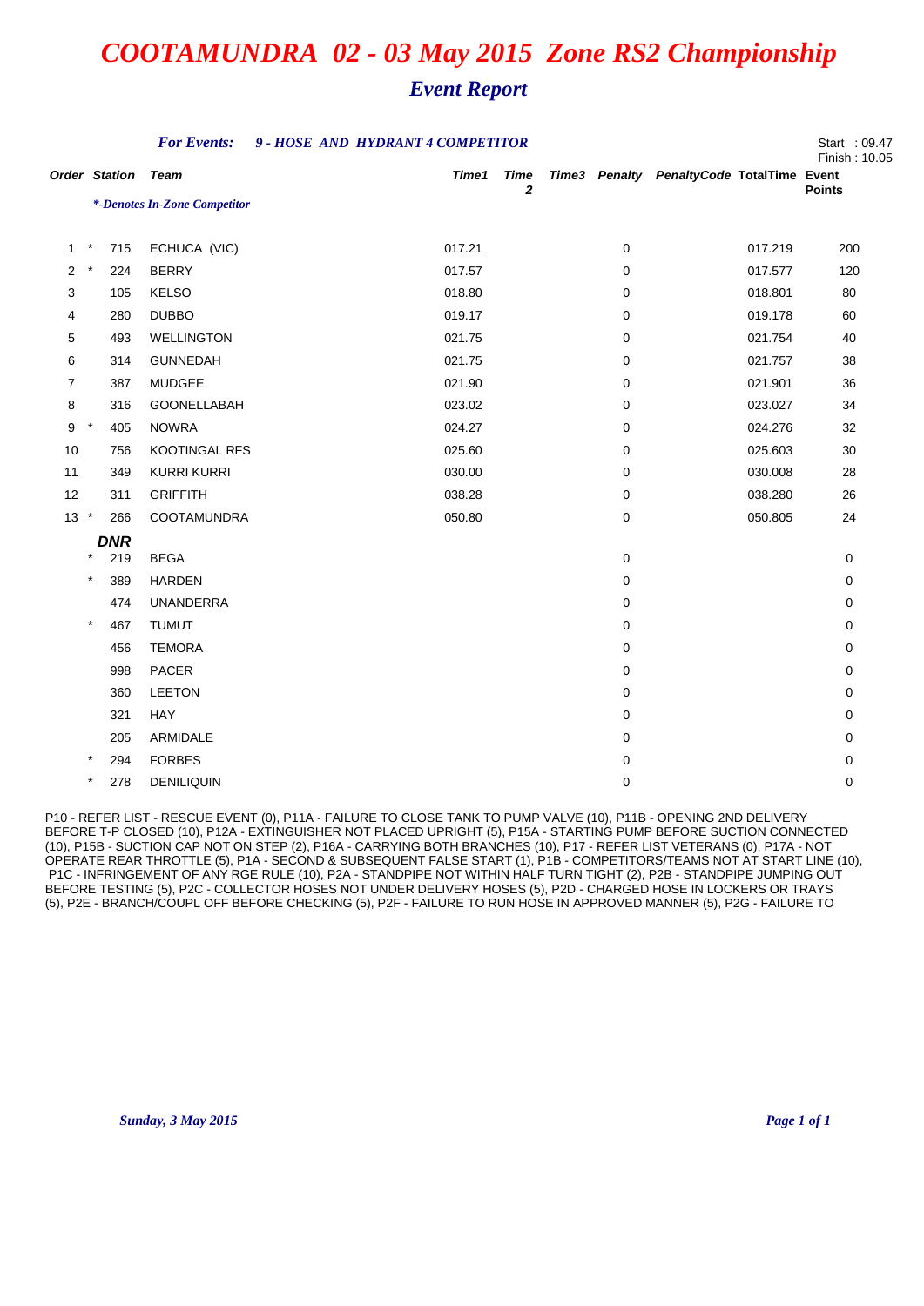# *COOTAMUNDRA 02 - 03 May 2015 Zone RS2 Championship*

## *Event Report*

***For Events:*** ***9 - HOSE AND HYDRANT 4 COMPETITOR***

Start : 09.47
Finish : 10.05

*\*-Denotes In-Zone Competitor*

| Order | | Station | Team | Time1 | Time 2 | Time3 | Penalty | PenaltyCode | TotalTime | Event Points |
|---|---|---|---|---|---|---|---|---|---|---|
| 1 | * | 715 | ECHUCA (VIC) | 017.21 | | | 0 | | 017.219 | 200 |
| 2 | * | 224 | BERRY | 017.57 | | | 0 | | 017.577 | 120 |
| 3 | | 105 | KELSO | 018.80 | | | 0 | | 018.801 | 80 |
| 4 | | 280 | DUBBO | 019.17 | | | 0 | | 019.178 | 60 |
| 5 | | 493 | WELLINGTON | 021.75 | | | 0 | | 021.754 | 40 |
| 6 | | 314 | GUNNEDAH | 021.75 | | | 0 | | 021.757 | 38 |
| 7 | | 387 | MUDGEE | 021.90 | | | 0 | | 021.901 | 36 |
| 8 | | 316 | GOONELLABAH | 023.02 | | | 0 | | 023.027 | 34 |
| 9 | * | 405 | NOWRA | 024.27 | | | 0 | | 024.276 | 32 |
| 10 | | 756 | KOOTINGAL RFS | 025.60 | | | 0 | | 025.603 | 30 |
| 11 | | 349 | KURRI KURRI | 030.00 | | | 0 | | 030.008 | 28 |
| 12 | | 311 | GRIFFITH | 038.28 | | | 0 | | 038.280 | 26 |
| 13 | * | 266 | COOTAMUNDRA | 050.80 | | | 0 | | 050.805 | 24 |
| | | ***DNR*** | | | | | | | | |
| | * | 219 | BEGA | | | | 0 | | | 0 |
| | * | 389 | HARDEN | | | | 0 | | | 0 |
| | | 474 | UNANDERRA | | | | 0 | | | 0 |
| | * | 467 | TUMUT | | | | 0 | | | 0 |
| | | 456 | TEMORA | | | | 0 | | | 0 |
| | | 998 | PACER | | | | 0 | | | 0 |
| | | 360 | LEETON | | | | 0 | | | 0 |
| | | 321 | HAY | | | | 0 | | | 0 |
| | | 205 | ARMIDALE | | | | 0 | | | 0 |
| | * | 294 | FORBES | | | | 0 | | | 0 |
| | * | 278 | DENILIQUIN | | | | 0 | | | 0 |

P10 - REFER LIST - RESCUE EVENT (0), P11A - FAILURE TO CLOSE TANK TO PUMP VALVE (10), P11B - OPENING 2ND DELIVERY BEFORE T-P CLOSED (10), P12A - EXTINGUISHER NOT PLACED UPRIGHT (5), P15A - STARTING PUMP BEFORE SUCTION CONNECTED (10), P15B - SUCTION CAP NOT ON STEP (2), P16A - CARRYING BOTH BRANCHES (10), P17 - REFER LIST VETERANS (0), P17A - NOT OPERATE REAR THROTTLE (5), P1A - SECOND & SUBSEQUENT FALSE START (1), P1B - COMPETITORS/TEAMS NOT AT START LINE (10), P1C - INFRINGEMENT OF ANY RGE RULE (10), P2A - STANDPIPE NOT WITHIN HALF TURN TIGHT (2), P2B - STANDPIPE JUMPING OUT BEFORE TESTING (5), P2C - COLLECTOR HOSES NOT UNDER DELIVERY HOSES (5), P2D - CHARGED HOSE IN LOCKERS OR TRAYS (5), P2E - BRANCH/COUPL OFF BEFORE CHECKING (5), P2F - FAILURE TO RUN HOSE IN APPROVED MANNER (5), P2G - FAILURE TO

*Sunday, 3 May 2015*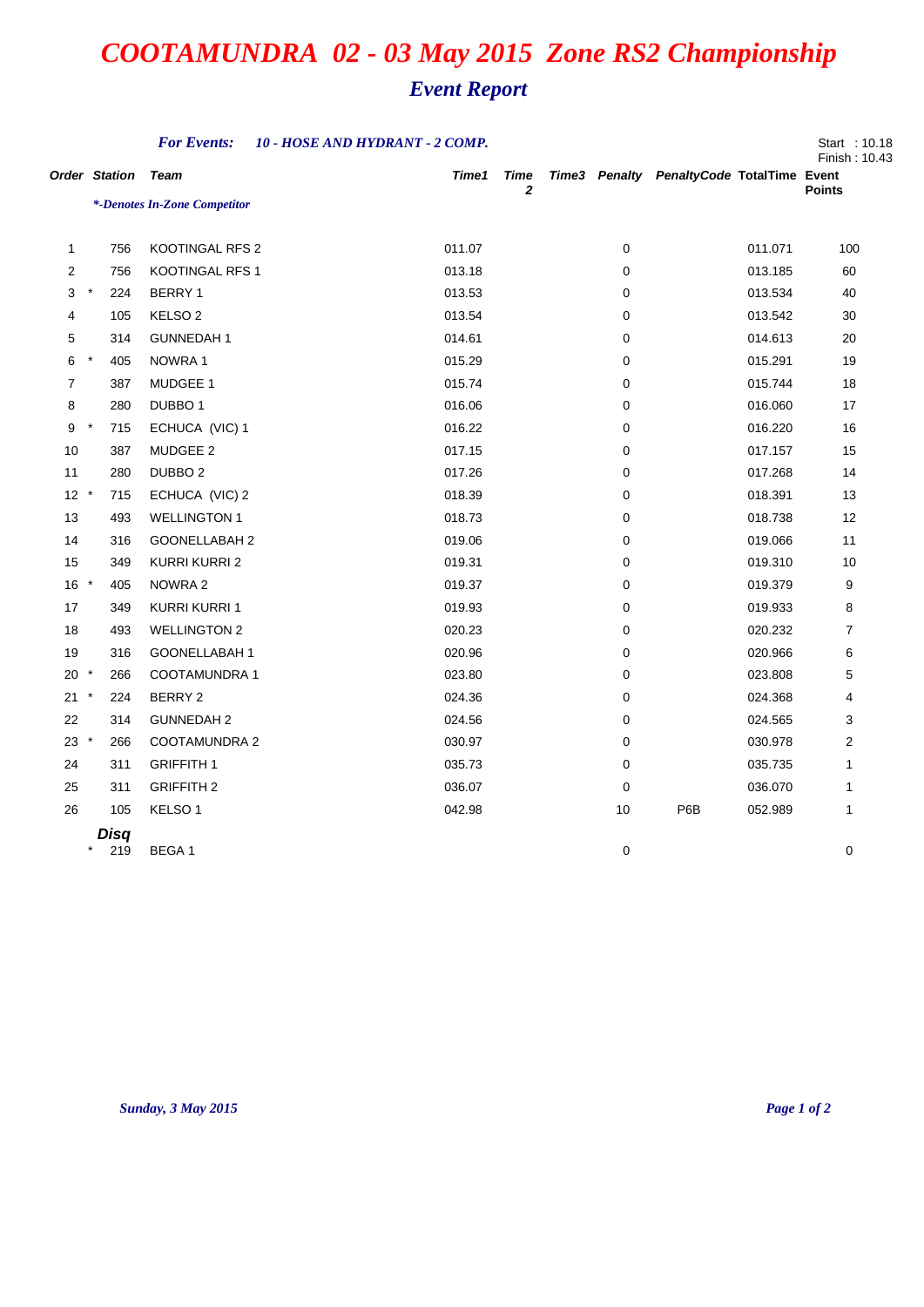# *COOTAMUNDRA 02 - 03 May 2015 Zone RS2 Championship*

## *Event Report*

***For Events:*** ***10 - HOSE AND HYDRANT - 2 COMP.***

Start : 10.18
Finish : 10.43

*\*-Denotes In-Zone Competitor*

| Order | | Station | Team | Time1 | Time 2 | Time3 | Penalty | PenaltyCode | TotalTime | Event Points |
|---|---|---|---|---|---|---|---|---|---|---|
| 1 | | 756 | KOOTINGAL RFS 2 | 011.07 | | | 0 | | 011.071 | 100 |
| 2 | | 756 | KOOTINGAL RFS 1 | 013.18 | | | 0 | | 013.185 | 60 |
| 3 | * | 224 | BERRY 1 | 013.53 | | | 0 | | 013.534 | 40 |
| 4 | | 105 | KELSO 2 | 013.54 | | | 0 | | 013.542 | 30 |
| 5 | | 314 | GUNNEDAH 1 | 014.61 | | | 0 | | 014.613 | 20 |
| 6 | * | 405 | NOWRA 1 | 015.29 | | | 0 | | 015.291 | 19 |
| 7 | | 387 | MUDGEE 1 | 015.74 | | | 0 | | 015.744 | 18 |
| 8 | | 280 | DUBBO 1 | 016.06 | | | 0 | | 016.060 | 17 |
| 9 | * | 715 | ECHUCA (VIC) 1 | 016.22 | | | 0 | | 016.220 | 16 |
| 10 | | 387 | MUDGEE 2 | 017.15 | | | 0 | | 017.157 | 15 |
| 11 | | 280 | DUBBO 2 | 017.26 | | | 0 | | 017.268 | 14 |
| 12 | * | 715 | ECHUCA (VIC) 2 | 018.39 | | | 0 | | 018.391 | 13 |
| 13 | | 493 | WELLINGTON 1 | 018.73 | | | 0 | | 018.738 | 12 |
| 14 | | 316 | GOONELLABAH 2 | 019.06 | | | 0 | | 019.066 | 11 |
| 15 | | 349 | KURRI KURRI 2 | 019.31 | | | 0 | | 019.310 | 10 |
| 16 | * | 405 | NOWRA 2 | 019.37 | | | 0 | | 019.379 | 9 |
| 17 | | 349 | KURRI KURRI 1 | 019.93 | | | 0 | | 019.933 | 8 |
| 18 | | 493 | WELLINGTON 2 | 020.23 | | | 0 | | 020.232 | 7 |
| 19 | | 316 | GOONELLABAH 1 | 020.96 | | | 0 | | 020.966 | 6 |
| 20 | * | 266 | COOTAMUNDRA 1 | 023.80 | | | 0 | | 023.808 | 5 |
| 21 | * | 224 | BERRY 2 | 024.36 | | | 0 | | 024.368 | 4 |
| 22 | | 314 | GUNNEDAH 2 | 024.56 | | | 0 | | 024.565 | 3 |
| 23 | * | 266 | COOTAMUNDRA 2 | 030.97 | | | 0 | | 030.978 | 2 |
| 24 | | 311 | GRIFFITH 1 | 035.73 | | | 0 | | 035.735 | 1 |
| 25 | | 311 | GRIFFITH 2 | 036.07 | | | 0 | | 036.070 | 1 |
| 26 | | 105 | KELSO 1 | 042.98 | | | 10 | P6B | 052.989 | 1 |
| ***Disq*** | | | | | | | | | | |
| | * | 219 | BEGA 1 | | | | 0 | | | 0 |

*Sunday, 3 May 2015*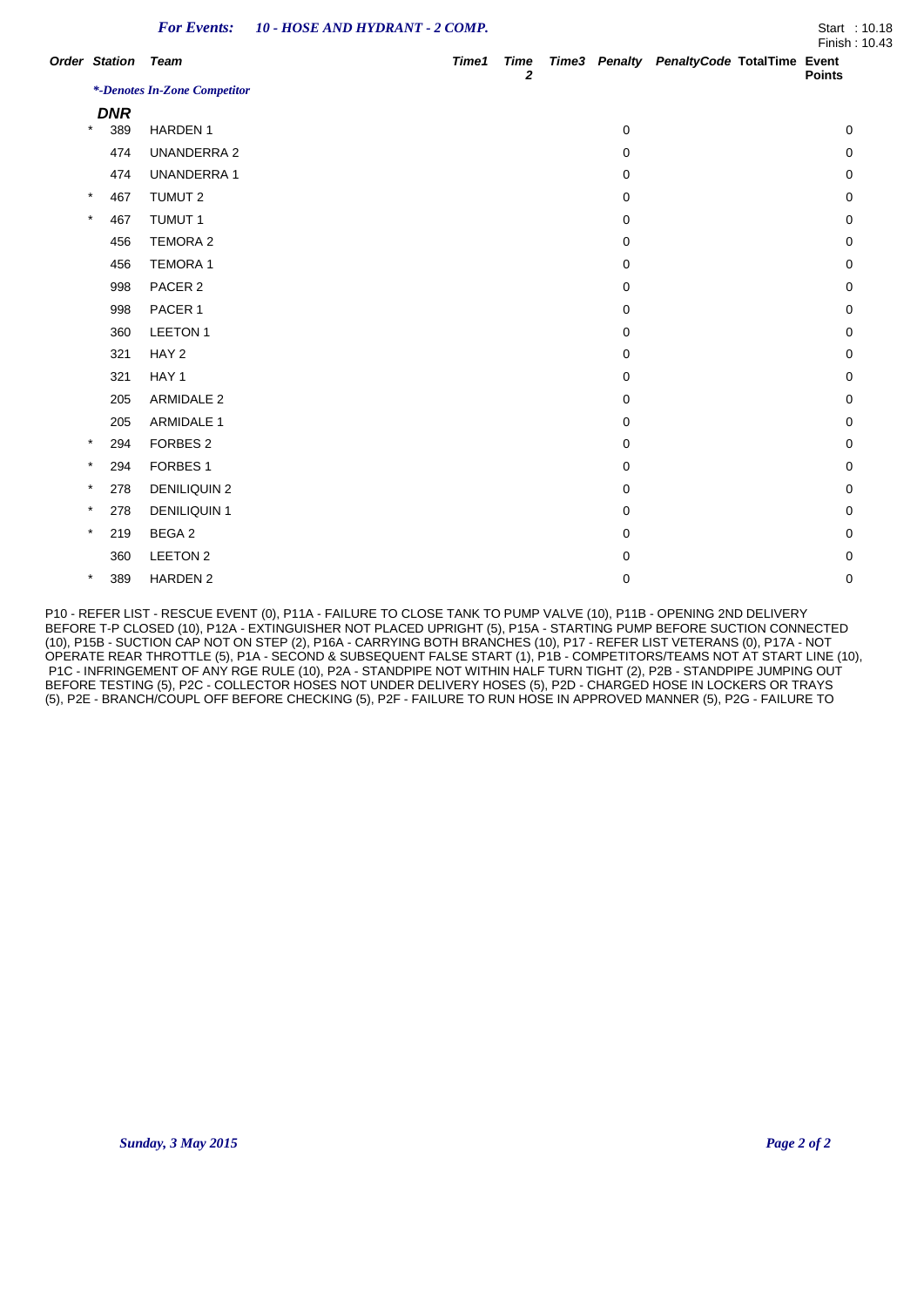*For Events:* ***10 - HOSE AND HYDRANT - 2 COMP.***

Start : 10.18
Finish : 10.43

| Order | Station | Team | Time1 | Time 2 | Time3 | Penalty | PenaltyCode | TotalTime | Event Points |
|---|---|---|---|---|---|---|---|---|---|
| | | *\*-Denotes In-Zone Competitor* | | | | | | | |
| | **DNR** | | | | | | | | |
| * | 389 | HARDEN 1 | | | | 0 | | | 0 |
| | 474 | UNANDERRA 2 | | | | 0 | | | 0 |
| | 474 | UNANDERRA 1 | | | | 0 | | | 0 |
| * | 467 | TUMUT 2 | | | | 0 | | | 0 |
| * | 467 | TUMUT 1 | | | | 0 | | | 0 |
| | 456 | TEMORA 2 | | | | 0 | | | 0 |
| | 456 | TEMORA 1 | | | | 0 | | | 0 |
| | 998 | PACER 2 | | | | 0 | | | 0 |
| | 998 | PACER 1 | | | | 0 | | | 0 |
| | 360 | LEETON 1 | | | | 0 | | | 0 |
| | 321 | HAY 2 | | | | 0 | | | 0 |
| | 321 | HAY 1 | | | | 0 | | | 0 |
| | 205 | ARMIDALE 2 | | | | 0 | | | 0 |
| | 205 | ARMIDALE 1 | | | | 0 | | | 0 |
| * | 294 | FORBES 2 | | | | 0 | | | 0 |
| * | 294 | FORBES 1 | | | | 0 | | | 0 |
| * | 278 | DENILIQUIN 2 | | | | 0 | | | 0 |
| * | 278 | DENILIQUIN 1 | | | | 0 | | | 0 |
| * | 219 | BEGA 2 | | | | 0 | | | 0 |
| | 360 | LEETON 2 | | | | 0 | | | 0 |
| * | 389 | HARDEN 2 | | | | 0 | | | 0 |

P10 - REFER LIST - RESCUE EVENT (0), P11A - FAILURE TO CLOSE TANK TO PUMP VALVE (10), P11B - OPENING 2ND DELIVERY BEFORE T-P CLOSED (10), P12A - EXTINGUISHER NOT PLACED UPRIGHT (5), P15A - STARTING PUMP BEFORE SUCTION CONNECTED (10), P15B - SUCTION CAP NOT ON STEP (2), P16A - CARRYING BOTH BRANCHES (10), P17 - REFER LIST VETERANS (0), P17A - NOT OPERATE REAR THROTTLE (5), P1A - SECOND & SUBSEQUENT FALSE START (1), P1B - COMPETITORS/TEAMS NOT AT START LINE (10), P1C - INFRINGEMENT OF ANY RGE RULE (10), P2A - STANDPIPE NOT WITHIN HALF TURN TIGHT (2), P2B - STANDPIPE JUMPING OUT BEFORE TESTING (5), P2C - COLLECTOR HOSES NOT UNDER DELIVERY HOSES (5), P2D - CHARGED HOSE IN LOCKERS OR TRAYS (5), P2E - BRANCH/COUPL OFF BEFORE CHECKING (5), P2F - FAILURE TO RUN HOSE IN APPROVED MANNER (5), P2G - FAILURE TO

*Sunday, 3 May 2015*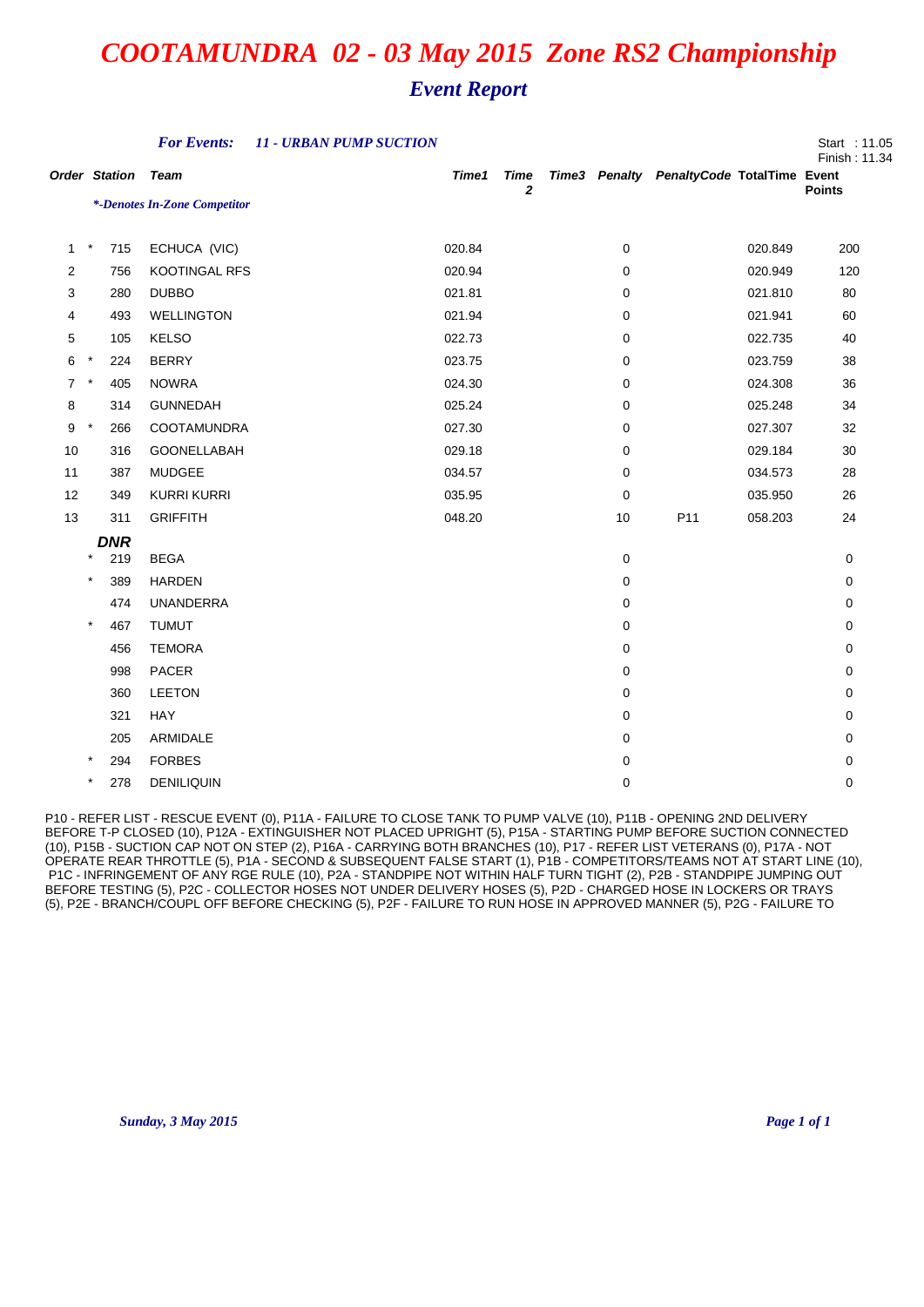# *COOTAMUNDRA 02 - 03 May 2015 Zone RS2 Championship*

## *Event Report*

***For Events:*** ***11 - URBAN PUMP SUCTION***

Start : 11.05
Finish : 11.34

*\*-Denotes In-Zone Competitor*

| Order | | Station | Team | Time1 | Time 2 | Time3 | Penalty | PenaltyCode | TotalTime | Event Points |
|---|---|---|---|---|---|---|---|---|---|---|
| 1 | * | 715 | ECHUCA (VIC) | 020.84 | | | 0 | | 020.849 | 200 |
| 2 | | 756 | KOOTINGAL RFS | 020.94 | | | 0 | | 020.949 | 120 |
| 3 | | 280 | DUBBO | 021.81 | | | 0 | | 021.810 | 80 |
| 4 | | 493 | WELLINGTON | 021.94 | | | 0 | | 021.941 | 60 |
| 5 | | 105 | KELSO | 022.73 | | | 0 | | 022.735 | 40 |
| 6 | * | 224 | BERRY | 023.75 | | | 0 | | 023.759 | 38 |
| 7 | * | 405 | NOWRA | 024.30 | | | 0 | | 024.308 | 36 |
| 8 | | 314 | GUNNEDAH | 025.24 | | | 0 | | 025.248 | 34 |
| 9 | * | 266 | COOTAMUNDRA | 027.30 | | | 0 | | 027.307 | 32 |
| 10 | | 316 | GOONELLABAH | 029.18 | | | 0 | | 029.184 | 30 |
| 11 | | 387 | MUDGEE | 034.57 | | | 0 | | 034.573 | 28 |
| 12 | | 349 | KURRI KURRI | 035.95 | | | 0 | | 035.950 | 26 |
| 13 | | 311 | GRIFFITH | 048.20 | | | 10 | P11 | 058.203 | 24 |
| | | **DNR** | | | | | | | | |
| | * | 219 | BEGA | | | | 0 | | | 0 |
| | * | 389 | HARDEN | | | | 0 | | | 0 |
| | | 474 | UNANDERRA | | | | 0 | | | 0 |
| | * | 467 | TUMUT | | | | 0 | | | 0 |
| | | 456 | TEMORA | | | | 0 | | | 0 |
| | | 998 | PACER | | | | 0 | | | 0 |
| | | 360 | LEETON | | | | 0 | | | 0 |
| | | 321 | HAY | | | | 0 | | | 0 |
| | | 205 | ARMIDALE | | | | 0 | | | 0 |
| | * | 294 | FORBES | | | | 0 | | | 0 |
| | * | 278 | DENILIQUIN | | | | 0 | | | 0 |

P10 - REFER LIST - RESCUE EVENT (0), P11A - FAILURE TO CLOSE TANK TO PUMP VALVE (10), P11B - OPENING 2ND DELIVERY BEFORE T-P CLOSED (10), P12A - EXTINGUISHER NOT PLACED UPRIGHT (5), P15A - STARTING PUMP BEFORE SUCTION CONNECTED (10), P15B - SUCTION CAP NOT ON STEP (2), P16A - CARRYING BOTH BRANCHES (10), P17 - REFER LIST VETERANS (0), P17A - NOT OPERATE REAR THROTTLE (5), P1A - SECOND & SUBSEQUENT FALSE START (1), P1B - COMPETITORS/TEAMS NOT AT START LINE (10), P1C - INFRINGEMENT OF ANY RGE RULE (10), P2A - STANDPIPE NOT WITHIN HALF TURN TIGHT (2), P2B - STANDPIPE JUMPING OUT BEFORE TESTING (5), P2C - COLLECTOR HOSES NOT UNDER DELIVERY HOSES (5), P2D - CHARGED HOSE IN LOCKERS OR TRAYS (5), P2E - BRANCH/COUPL OFF BEFORE CHECKING (5), P2F - FAILURE TO RUN HOSE IN APPROVED MANNER (5), P2G - FAILURE TO

*Sunday, 3 May 2015*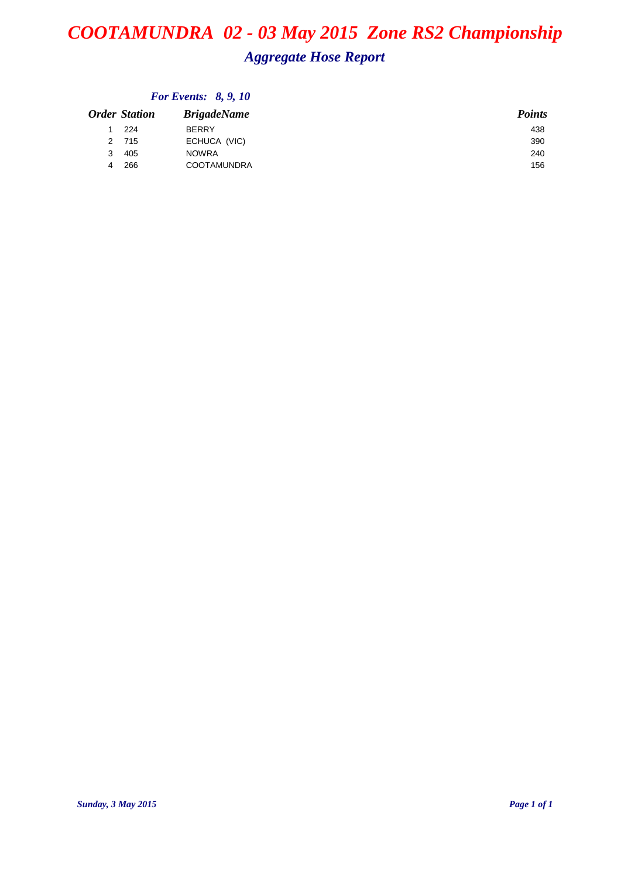# *COOTAMUNDRA 02 - 03 May 2015 Zone RS2 Championship*

## *Aggregate Hose Report*

*For Events: 8, 9, 10*

| *Order* | *Station* | *BrigadeName* | *Points* |
|---|---|---|---|
| 1 | 224 | BERRY | 438 |
| 2 | 715 | ECHUCA (VIC) | 390 |
| 3 | 405 | NOWRA | 240 |
| 4 | 266 | COOTAMUNDRA | 156 |

*Sunday, 3 May 2015*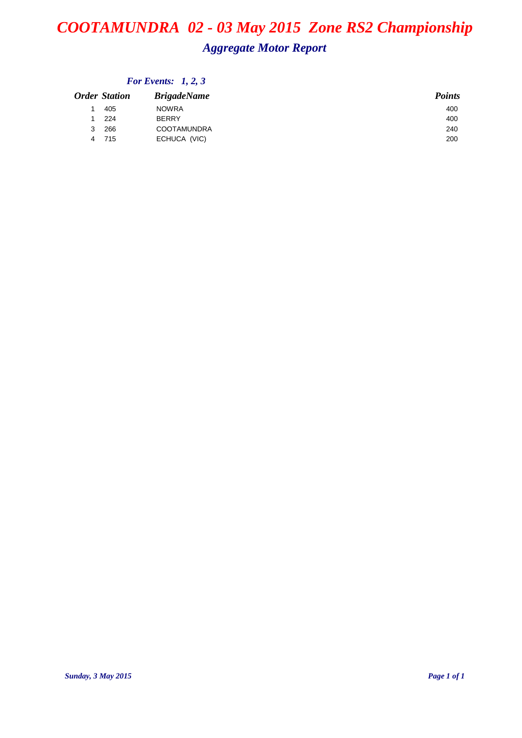# COOTAMUNDRA 02 - 03 May 2015 Zone RS2 Championship

## Aggregate Motor Report

*For Events: 1, 2, 3*

| Order | Station | BrigadeName | Points |
|---|---|---|---|
| 1 | 405 | NOWRA | 400 |
| 1 | 224 | BERRY | 400 |
| 3 | 266 | COOTAMUNDRA | 240 |
| 4 | 715 | ECHUCA (VIC) | 200 |

*Sunday, 3 May 2015*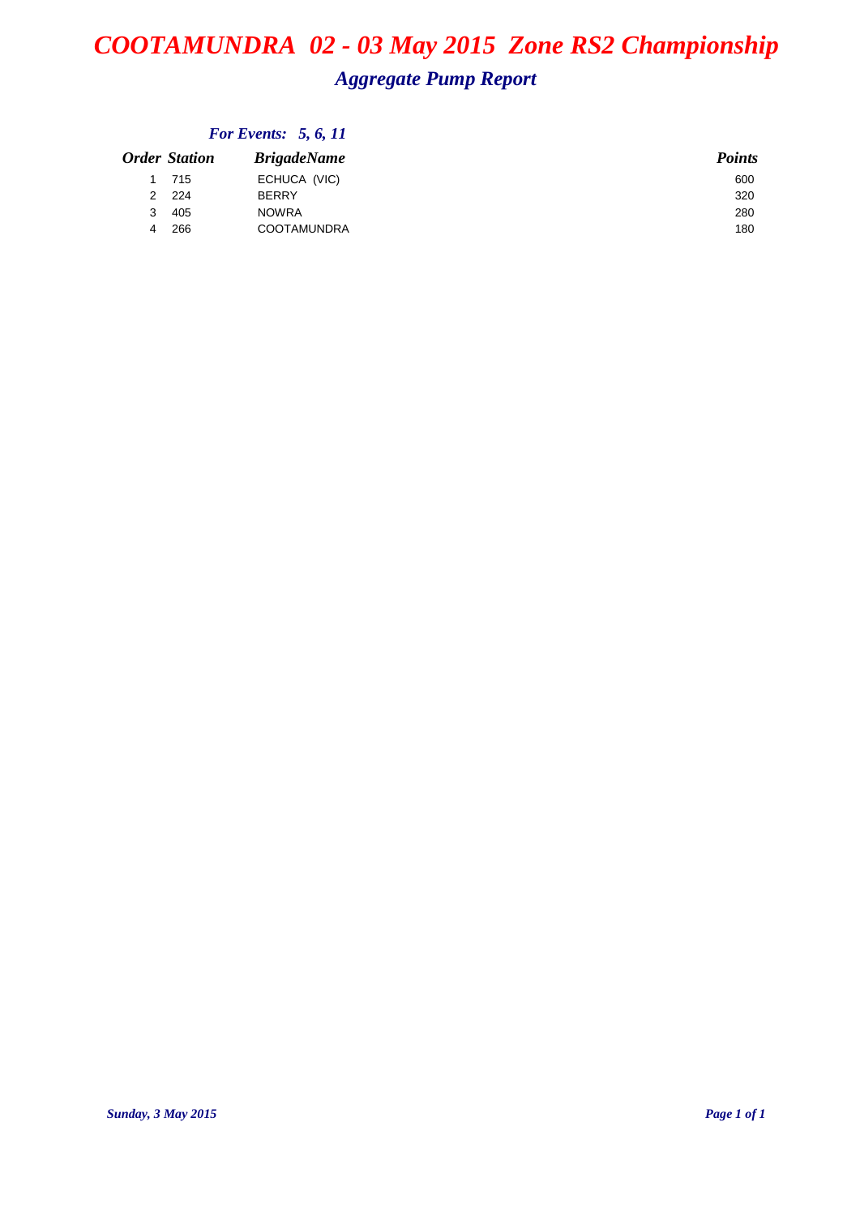# COOTAMUNDRA 02 - 03 May 2015 Zone RS2 Championship

## Aggregate Pump Report

*For Events: 5, 6, 11*

| Order | Station | BrigadeName | Points |
|---|---|---|---|
| 1 | 715 | ECHUCA (VIC) | 600 |
| 2 | 224 | BERRY | 320 |
| 3 | 405 | NOWRA | 280 |
| 4 | 266 | COOTAMUNDRA | 180 |

*Sunday, 3 May 2015*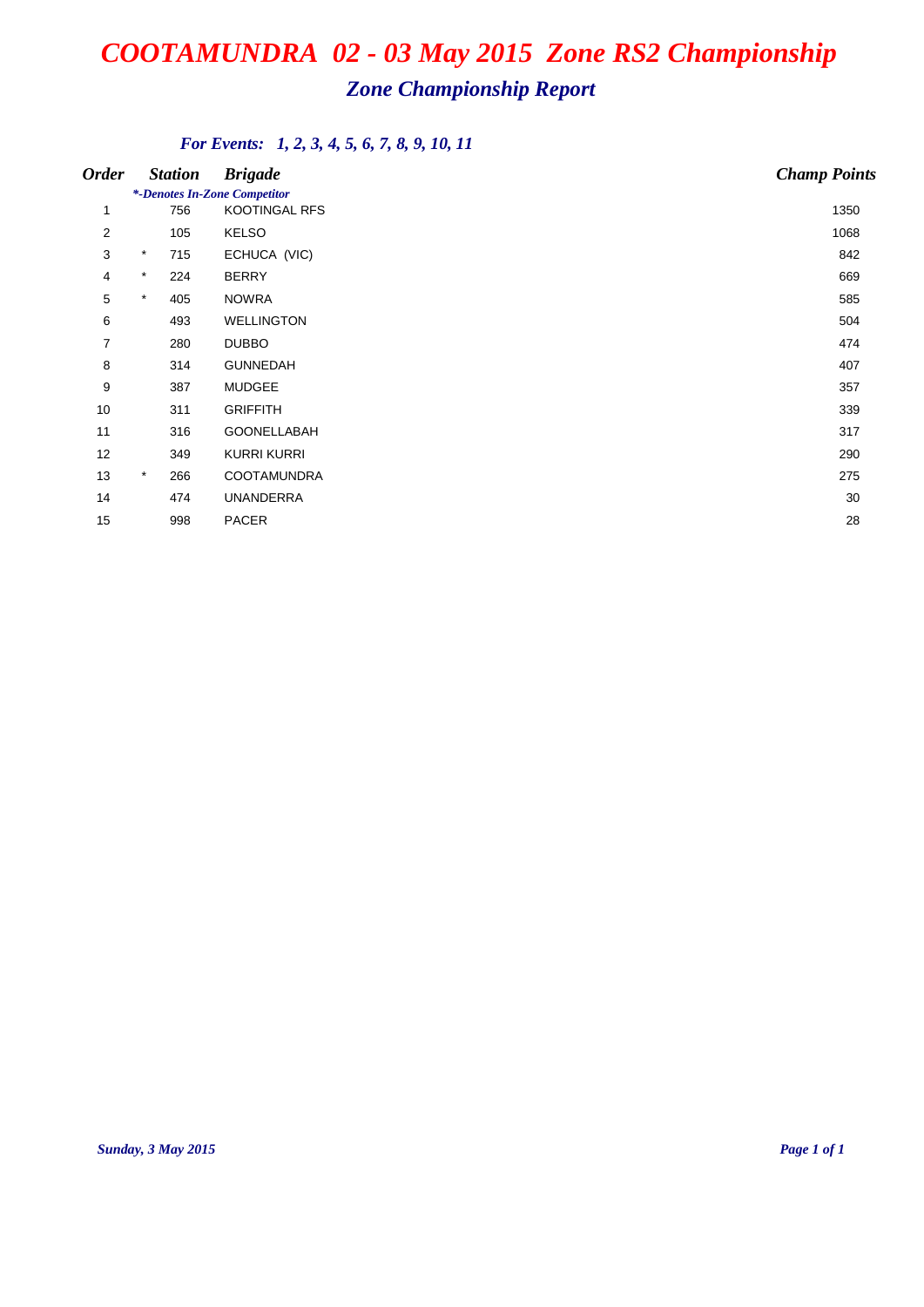# *COOTAMUNDRA 02 - 03 May 2015 Zone RS2 Championship*

## *Zone Championship Report*

***For Events: 1, 2, 3, 4, 5, 6, 7, 8, 9, 10, 11***

*\*-Denotes In-Zone Competitor*

| Order | | Station | Brigade | Champ Points |
|---|---|---|---|---|
| 1 | | 756 | KOOTINGAL RFS | 1350 |
| 2 | | 105 | KELSO | 1068 |
| 3 | * | 715 | ECHUCA (VIC) | 842 |
| 4 | * | 224 | BERRY | 669 |
| 5 | * | 405 | NOWRA | 585 |
| 6 | | 493 | WELLINGTON | 504 |
| 7 | | 280 | DUBBO | 474 |
| 8 | | 314 | GUNNEDAH | 407 |
| 9 | | 387 | MUDGEE | 357 |
| 10 | | 311 | GRIFFITH | 339 |
| 11 | | 316 | GOONELLABAH | 317 |
| 12 | | 349 | KURRI KURRI | 290 |
| 13 | * | 266 | COOTAMUNDRA | 275 |
| 14 | | 474 | UNANDERRA | 30 |
| 15 | | 998 | PACER | 28 |

*Sunday, 3 May 2015*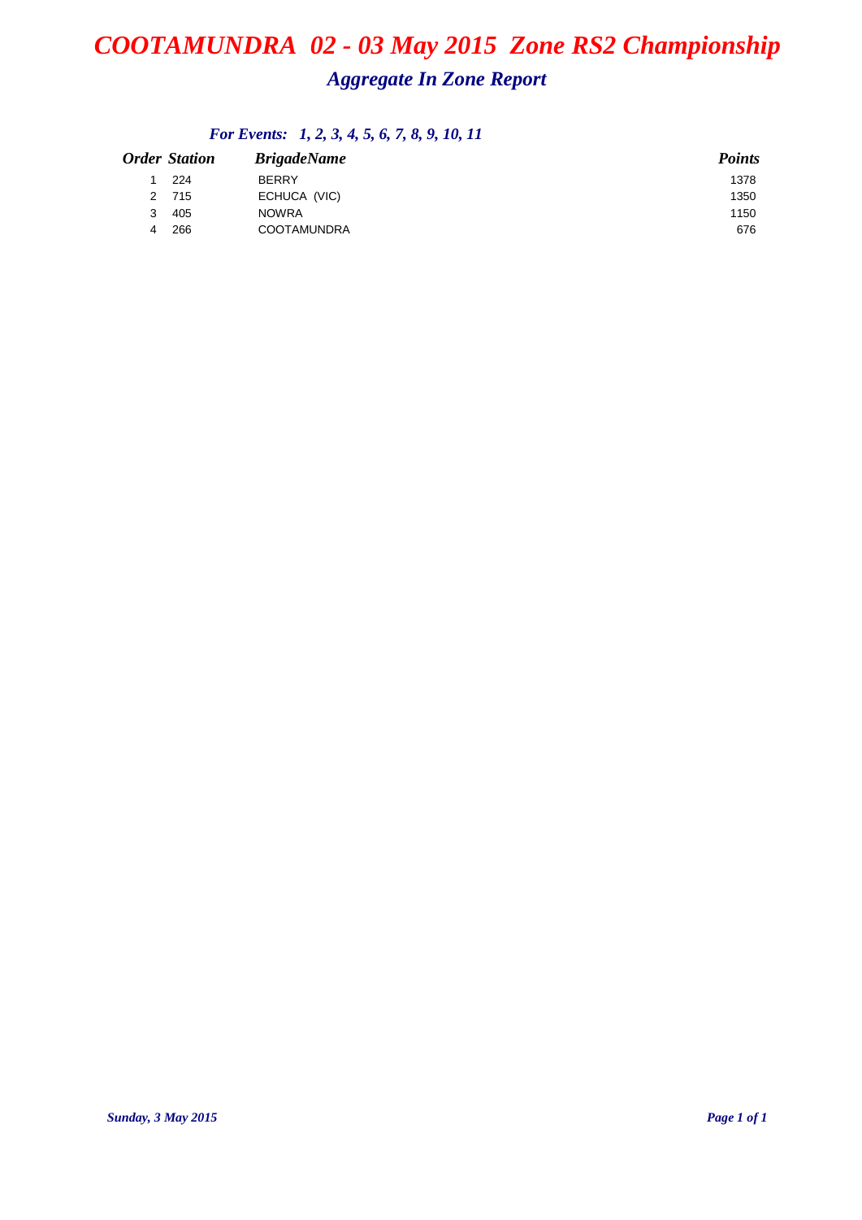# COOTAMUNDRA 02 - 03 May 2015 Zone RS2 Championship

## Aggregate In Zone Report

### For Events: 1, 2, 3, 4, 5, 6, 7, 8, 9, 10, 11

| Order | Station | BrigadeName | Points |
|---|---|---|---|
| 1 | 224 | BERRY | 1378 |
| 2 | 715 | ECHUCA (VIC) | 1350 |
| 3 | 405 | NOWRA | 1150 |
| 4 | 266 | COOTAMUNDRA | 676 |

*Sunday, 3 May 2015*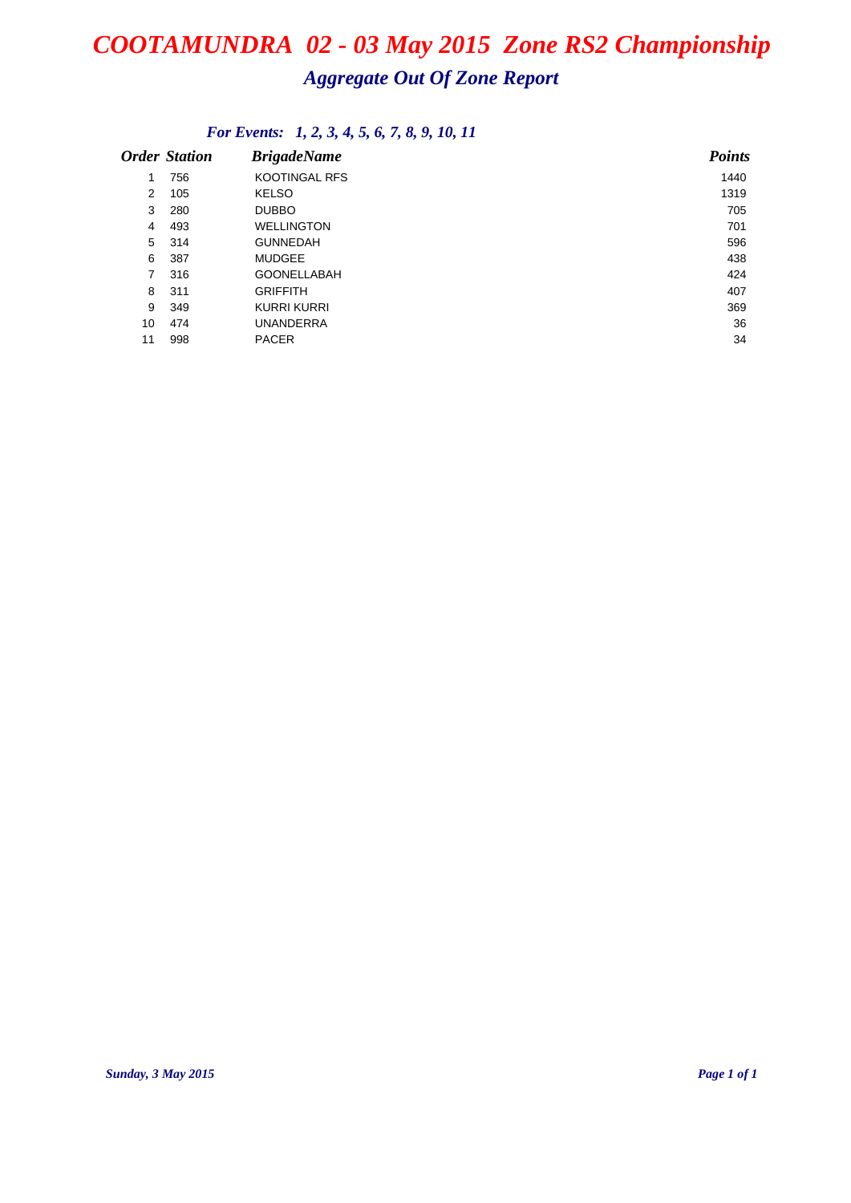# COOTAMUNDRA 02 - 03 May 2015 Zone RS2 Championship

## *Aggregate Out Of Zone Report*

*For Events: 1, 2, 3, 4, 5, 6, 7, 8, 9, 10, 11*

| Order | Station | BrigadeName | Points |
|---|---|---|---|
| 1 | 756 | KOOTINGAL RFS | 1440 |
| 2 | 105 | KELSO | 1319 |
| 3 | 280 | DUBBO | 705 |
| 4 | 493 | WELLINGTON | 701 |
| 5 | 314 | GUNNEDAH | 596 |
| 6 | 387 | MUDGEE | 438 |
| 7 | 316 | GOONELLABAH | 424 |
| 8 | 311 | GRIFFITH | 407 |
| 9 | 349 | KURRI KURRI | 369 |
| 10 | 474 | UNANDERRA | 36 |
| 11 | 998 | PACER | 34 |

*Sunday, 3 May 2015*